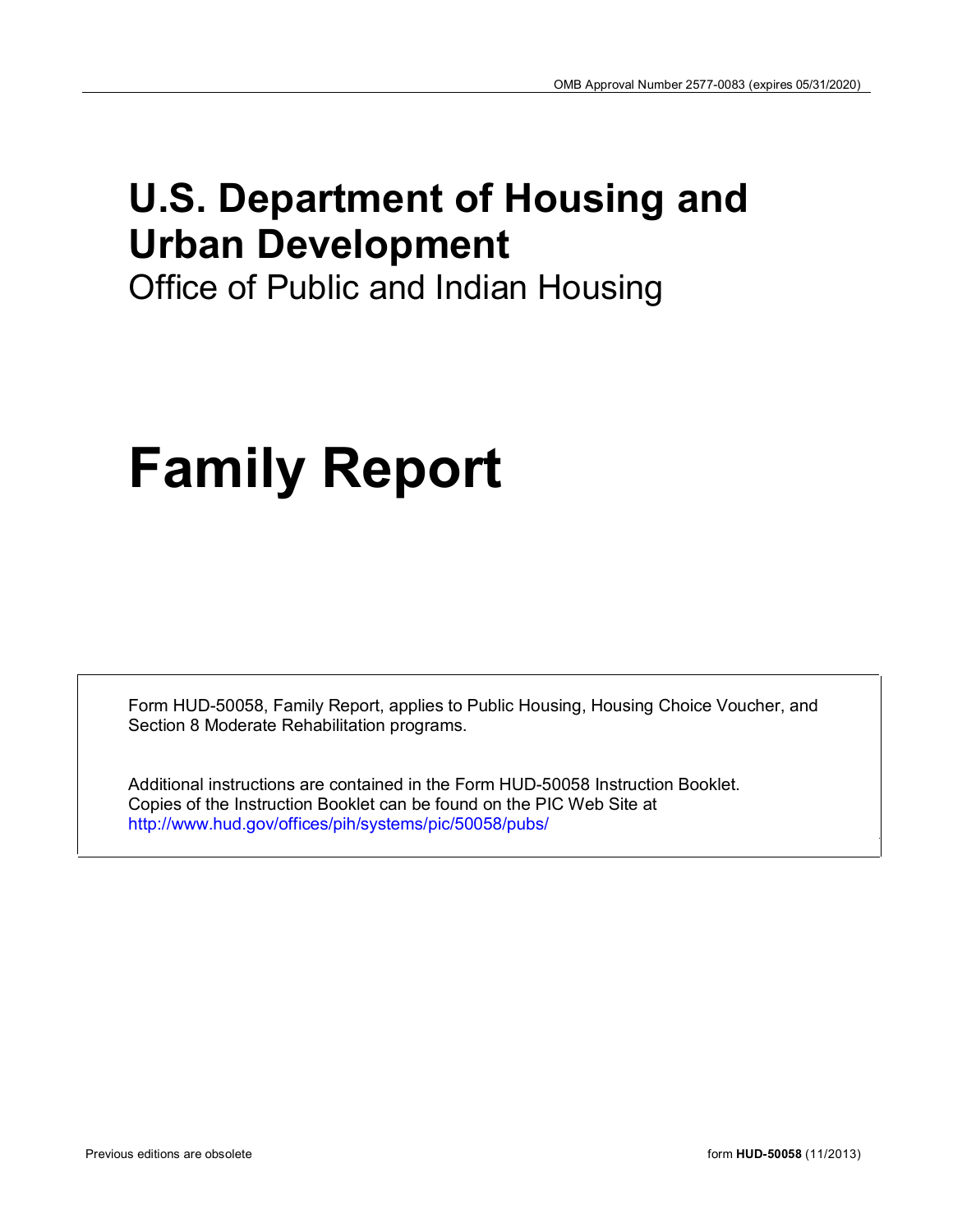OMB Approval Number 2577-0083 (expires 05/31/2020)

# U.S. Department of Housing and Urban Development

Office of Public and Indian Housing

# Family Report

Form HUD-50058, Family Report, applies to Public Housing, Housing Choice Voucher, and Section 8 Moderate Rehabilitation programs.

Additional instructions are contained in the Form HUD-50058 Instruction Booklet. Copies of the Instruction Booklet can be found on the PIC Web Site at http://www.hud.gov/offices/pih/systems/pic/50058/pubs/

Previous editions are obsolete

form **HUD-50058** (11/2013)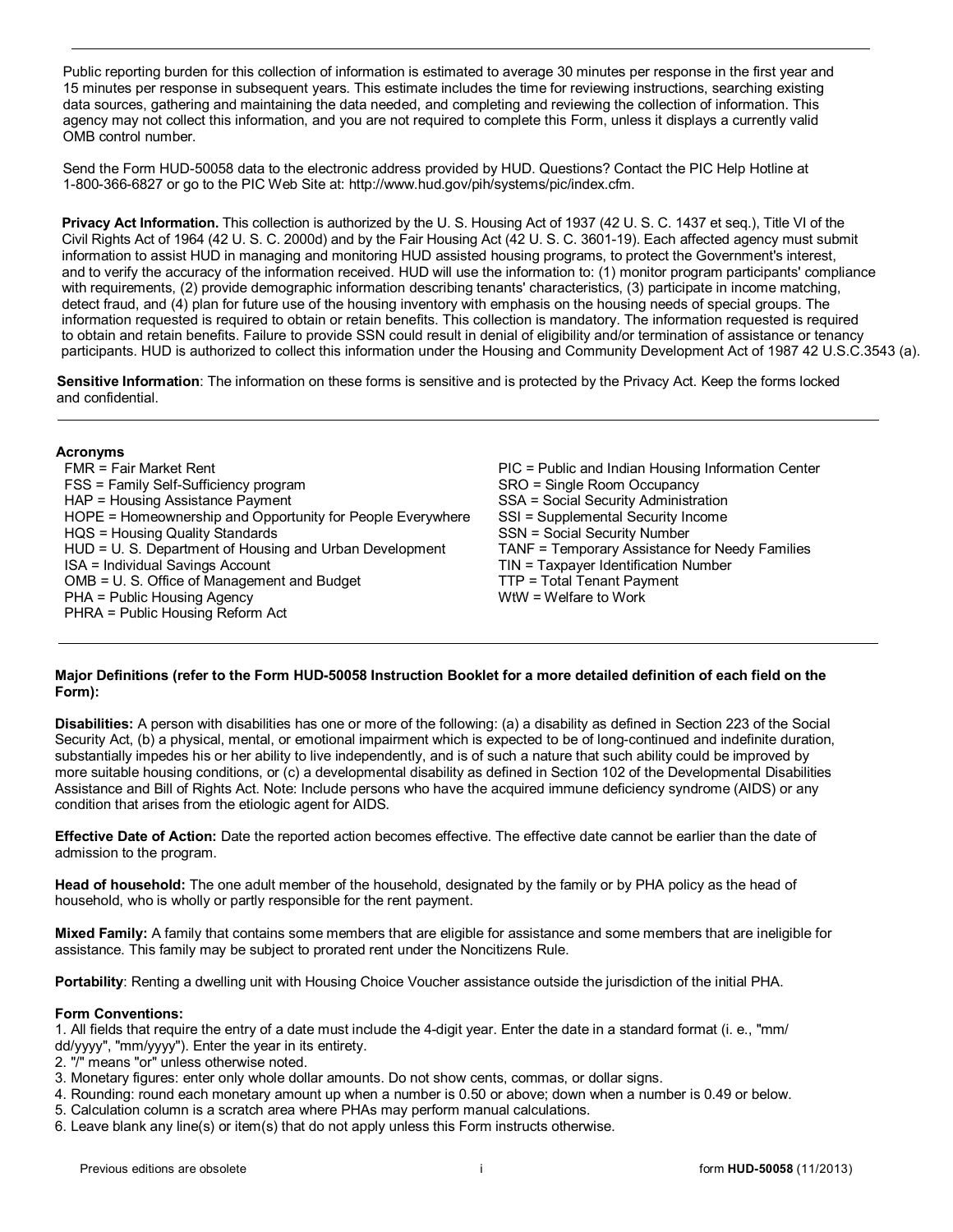Public reporting burden for this collection of information is estimated to average 30 minutes per response in the first year and 15 minutes per response in subsequent years. This estimate includes the time for reviewing instructions, searching existing data sources, gathering and maintaining the data needed, and completing and reviewing the collection of information. This agency may not collect this information, and you are not required to complete this Form, unless it displays a currently valid OMB control number.

Send the Form HUD-50058 data to the electronic address provided by HUD. Questions? Contact the PIC Help Hotline at 1-800-366-6827 or go to the PIC Web Site at: http://www.hud.gov/pih/systems/pic/index.cfm.

**Privacy Act Information.** This collection is authorized by the U. S. Housing Act of 1937 (42 U. S. C. 1437 et seq.), Title VI of the Civil Rights Act of 1964 (42 U. S. C. 2000d) and by the Fair Housing Act (42 U. S. C. 3601-19). Each affected agency must submit information to assist HUD in managing and monitoring HUD assisted housing programs, to protect the Government's interest, and to verify the accuracy of the information received. HUD will use the information to: (1) monitor program participants' compliance with requirements, (2) provide demographic information describing tenants' characteristics, (3) participate in income matching, detect fraud, and (4) plan for future use of the housing inventory with emphasis on the housing needs of special groups. The information requested is required to obtain or retain benefits. This collection is mandatory. The information requested is required to obtain and retain benefits. Failure to provide SSN could result in denial of eligibility and/or termination of assistance or tenancy participants. HUD is authorized to collect this information under the Housing and Community Development Act of 1987 42 U.S.C.3543 (a).

**Sensitive Information**: The information on these forms is sensitive and is protected by the Privacy Act. Keep the forms locked and confidential.

**Acronyms**

FMR = Fair Market Rent
FSS = Family Self-Sufficiency program
HAP = Housing Assistance Payment
HOPE = Homeownership and Opportunity for People Everywhere
HQS = Housing Quality Standards
HUD = U. S. Department of Housing and Urban Development
ISA = Individual Savings Account
OMB = U. S. Office of Management and Budget
PHA = Public Housing Agency
PHRA = Public Housing Reform Act
PIC = Public and Indian Housing Information Center
SRO = Single Room Occupancy
SSA = Social Security Administration
SSI = Supplemental Security Income
SSN = Social Security Number
TANF = Temporary Assistance for Needy Families
TIN = Taxpayer Identification Number
TTP = Total Tenant Payment
WtW = Welfare to Work

**Major Definitions (refer to the Form HUD-50058 Instruction Booklet for a more detailed definition of each field on the Form):**

**Disabilities:** A person with disabilities has one or more of the following: (a) a disability as defined in Section 223 of the Social Security Act, (b) a physical, mental, or emotional impairment which is expected to be of long-continued and indefinite duration, substantially impedes his or her ability to live independently, and is of such a nature that such ability could be improved by more suitable housing conditions, or (c) a developmental disability as defined in Section 102 of the Developmental Disabilities Assistance and Bill of Rights Act. Note: Include persons who have the acquired immune deficiency syndrome (AIDS) or any condition that arises from the etiologic agent for AIDS.

**Effective Date of Action:** Date the reported action becomes effective. The effective date cannot be earlier than the date of admission to the program.

**Head of household:** The one adult member of the household, designated by the family or by PHA policy as the head of household, who is wholly or partly responsible for the rent payment.

**Mixed Family:** A family that contains some members that are eligible for assistance and some members that are ineligible for assistance. This family may be subject to prorated rent under the Noncitizens Rule.

**Portability**: Renting a dwelling unit with Housing Choice Voucher assistance outside the jurisdiction of the initial PHA.

**Form Conventions:**

1. All fields that require the entry of a date must include the 4-digit year. Enter the date in a standard format (i. e., "mm/dd/yyyy", "mm/yyyy"). Enter the year in its entirety.
2. "/" means "or" unless otherwise noted.
3. Monetary figures: enter only whole dollar amounts. Do not show cents, commas, or dollar signs.
4. Rounding: round each monetary amount up when a number is 0.50 or above; down when a number is 0.49 or below.
5. Calculation column is a scratch area where PHAs may perform manual calculations.
6. Leave blank any line(s) or item(s) that do not apply unless this Form instructs otherwise.

Previous editions are obsolete | form **HUD-50058** (11/2013)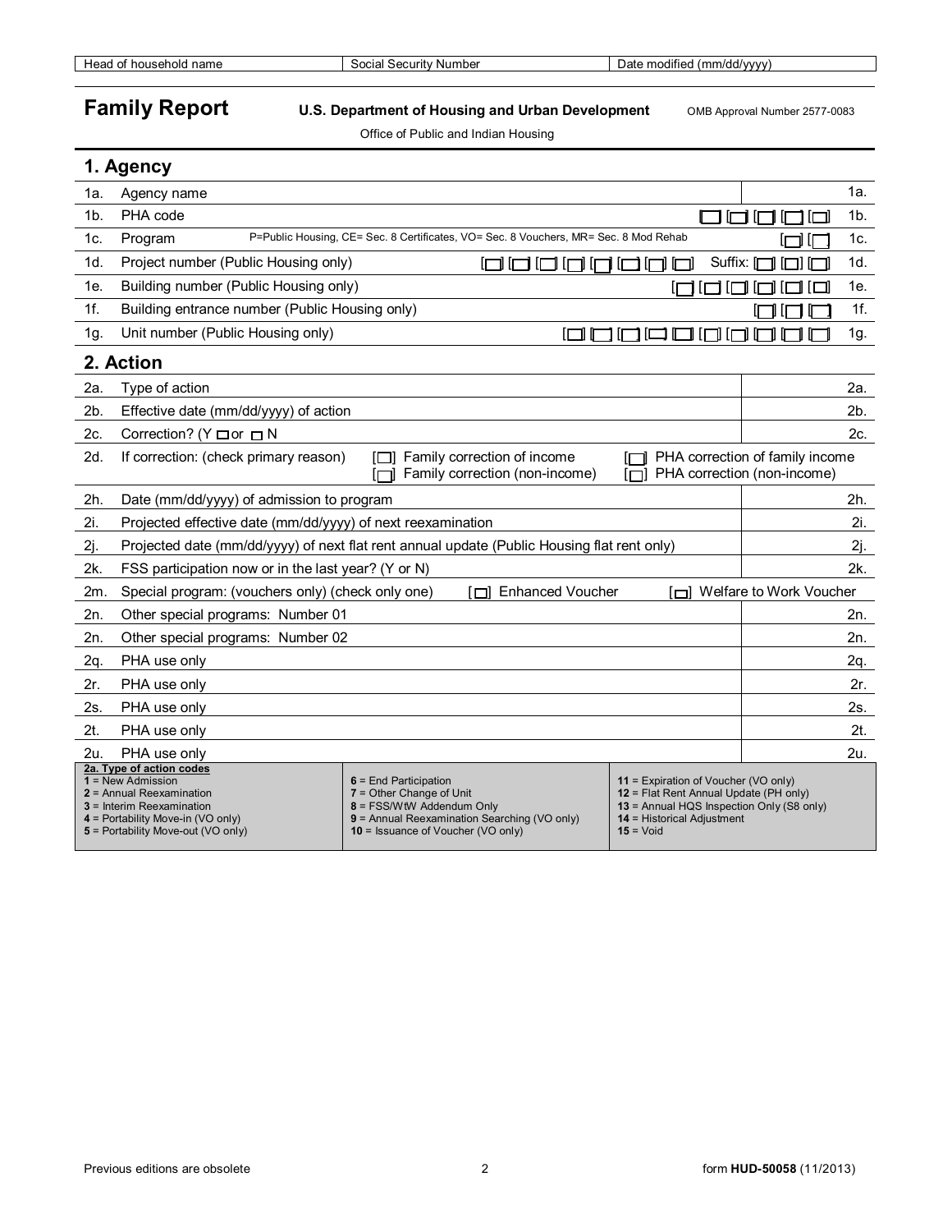| Head of household name | Social Security Number | Date modified (mm/dd/yyyy) |
|---|---|---|

# Family Report

**U.S. Department of Housing and Urban Development** OMB Approval Number 2577-0083

Office of Public and Indian Housing

## 1. Agency

| | | | |
|---|---|---|---|
| 1a. | Agency name | | 1a. |
| 1b. | PHA code | [ ] [ ] [ ] [ ] [ ] | 1b. |
| 1c. | Program P=Public Housing, CE= Sec. 8 Certificates, VO= Sec. 8 Vouchers, MR= Sec. 8 Mod Rehab | [ ] [ ] | 1c. |
| 1d. | Project number (Public Housing only) | [ ] [ ] [ ] [ ] [ ] [ ] [ ] [ ] Suffix: [ ] [ ] [ ] | 1d. |
| 1e. | Building number (Public Housing only) | [ ] [ ] [ ] [ ] [ ] [ ] | 1e. |
| 1f. | Building entrance number (Public Housing only) | [ ] [ ] [ ] | 1f. |
| 1g. | Unit number (Public Housing only) | [ ] [ ] [ ] [ ] [ ] [ ] [ ] [ ] [ ] [ ] | 1g. |

## 2. Action

| | | | |
|---|---|---|---|
| 2a. | Type of action | | 2a. |
| 2b. | Effective date (mm/dd/yyyy) of action | | 2b. |
| 2c. | Correction? (Y [ ] or [ ] N | | 2c. |
| 2d. | If correction: (check primary reason) | [ ] Family correction of income [ ] Family correction (non-income) [ ] PHA correction of family income [ ] PHA correction (non-income) | |
| 2h. | Date (mm/dd/yyyy) of admission to program | | 2h. |
| 2i. | Projected effective date (mm/dd/yyyy) of next reexamination | | 2i. |
| 2j. | Projected date (mm/dd/yyyy) of next flat rent annual update (Public Housing flat rent only) | | 2j. |
| 2k. | FSS participation now or in the last year? (Y or N) | | 2k. |
| 2m. | Special program: (vouchers only) (check only one) | [ ] Enhanced Voucher [ ] Welfare to Work Voucher | |
| 2n. | Other special programs: Number 01 | | 2n. |
| 2n. | Other special programs: Number 02 | | 2n. |
| 2q. | PHA use only | | 2q. |
| 2r. | PHA use only | | 2r. |
| 2s. | PHA use only | | 2s. |
| 2t. | PHA use only | | 2t. |
| 2u. | PHA use only | | 2u. |

**2a. Type of action codes**

| | | |
|---|---|---|
| **1** = New Admission | **6** = End Participation | **11** = Expiration of Voucher (VO only) |
| **2** = Annual Reexamination | **7** = Other Change of Unit | **12** = Flat Rent Annual Update (PH only) |
| **3** = Interim Reexamination | **8** = FSS/WtW Addendum Only | **13** = Annual HQS Inspection Only (S8 only) |
| **4** = Portability Move-in (VO only) | **9** = Annual Reexamination Searching (VO only) | **14** = Historical Adjustment |
| **5** = Portability Move-out (VO only) | **10** = Issuance of Voucher (VO only) | **15** = Void |

Previous editions are obsolete

form **HUD-50058** (11/2013)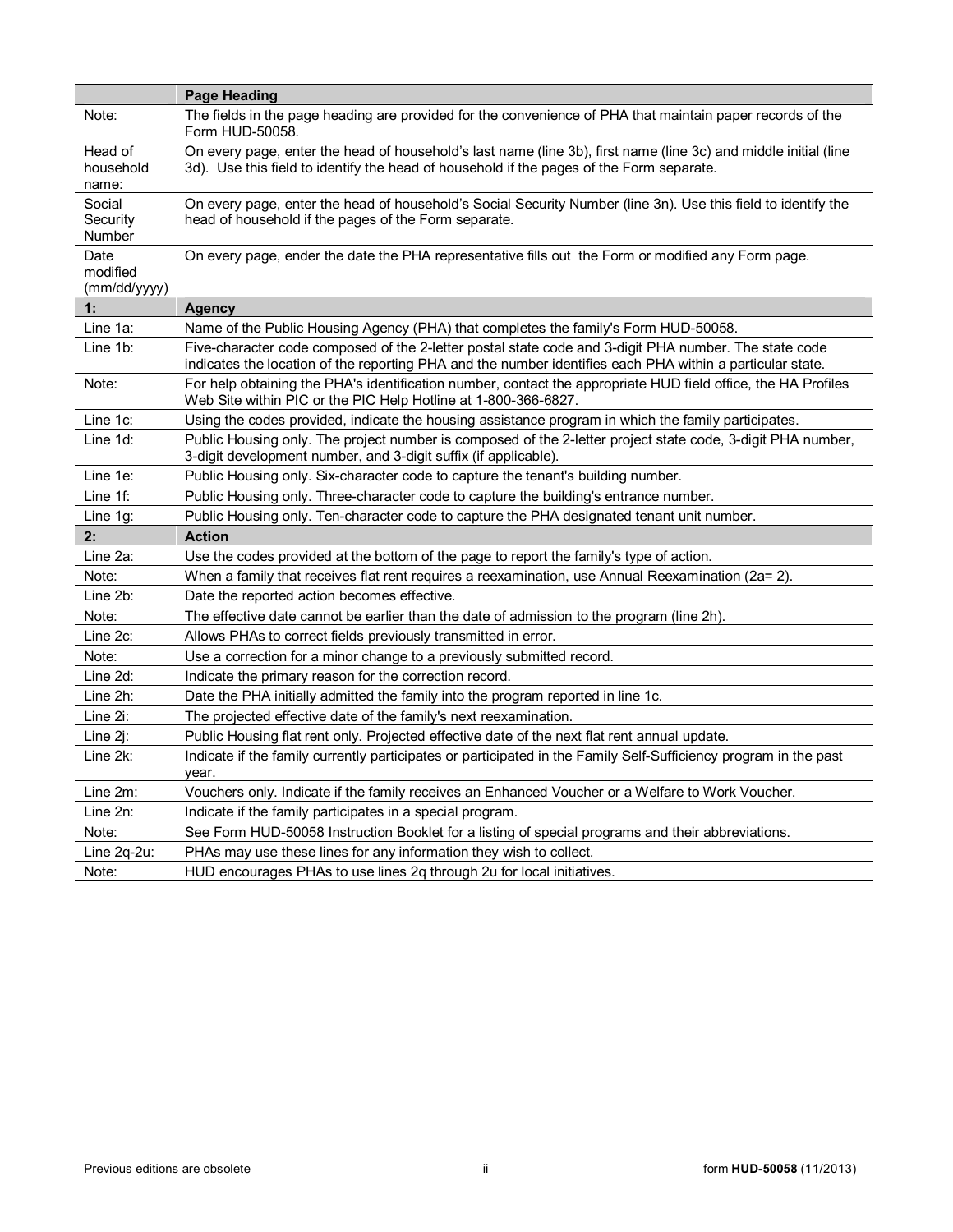| | **Page Heading** |
|---|---|
| Note: | The fields in the page heading are provided for the convenience of PHA that maintain paper records of the Form HUD-50058. |
| Head of household name: | On every page, enter the head of household's last name (line 3b), first name (line 3c) and middle initial (line 3d). Use this field to identify the head of household if the pages of the Form separate. |
| Social Security Number | On every page, enter the head of household's Social Security Number (line 3n). Use this field to identify the head of household if the pages of the Form separate. |
| Date modified (mm/dd/yyyy) | On every page, ender the date the PHA representative fills out the Form or modified any Form page. |
| **1:** | **Agency** |
| Line 1a: | Name of the Public Housing Agency (PHA) that completes the family's Form HUD-50058. |
| Line 1b: | Five-character code composed of the 2-letter postal state code and 3-digit PHA number. The state code indicates the location of the reporting PHA and the number identifies each PHA within a particular state. |
| Note: | For help obtaining the PHA's identification number, contact the appropriate HUD field office, the HA Profiles Web Site within PIC or the PIC Help Hotline at 1-800-366-6827. |
| Line 1c: | Using the codes provided, indicate the housing assistance program in which the family participates. |
| Line 1d: | Public Housing only. The project number is composed of the 2-letter project state code, 3-digit PHA number, 3-digit development number, and 3-digit suffix (if applicable). |
| Line 1e: | Public Housing only. Six-character code to capture the tenant's building number. |
| Line 1f: | Public Housing only. Three-character code to capture the building's entrance number. |
| Line 1g: | Public Housing only. Ten-character code to capture the PHA designated tenant unit number. |
| **2:** | **Action** |
| Line 2a: | Use the codes provided at the bottom of the page to report the family's type of action. |
| Note: | When a family that receives flat rent requires a reexamination, use Annual Reexamination (2a= 2). |
| Line 2b: | Date the reported action becomes effective. |
| Note: | The effective date cannot be earlier than the date of admission to the program (line 2h). |
| Line 2c: | Allows PHAs to correct fields previously transmitted in error. |
| Note: | Use a correction for a minor change to a previously submitted record. |
| Line 2d: | Indicate the primary reason for the correction record. |
| Line 2h: | Date the PHA initially admitted the family into the program reported in line 1c. |
| Line 2i: | The projected effective date of the family's next reexamination. |
| Line 2j: | Public Housing flat rent only. Projected effective date of the next flat rent annual update. |
| Line 2k: | Indicate if the family currently participates or participated in the Family Self-Sufficiency program in the past year. |
| Line 2m: | Vouchers only. Indicate if the family receives an Enhanced Voucher or a Welfare to Work Voucher. |
| Line 2n: | Indicate if the family participates in a special program. |
| Note: | See Form HUD-50058 Instruction Booklet for a listing of special programs and their abbreviations. |
| Line 2q-2u: | PHAs may use these lines for any information they wish to collect. |
| Note: | HUD encourages PHAs to use lines 2q through 2u for local initiatives. |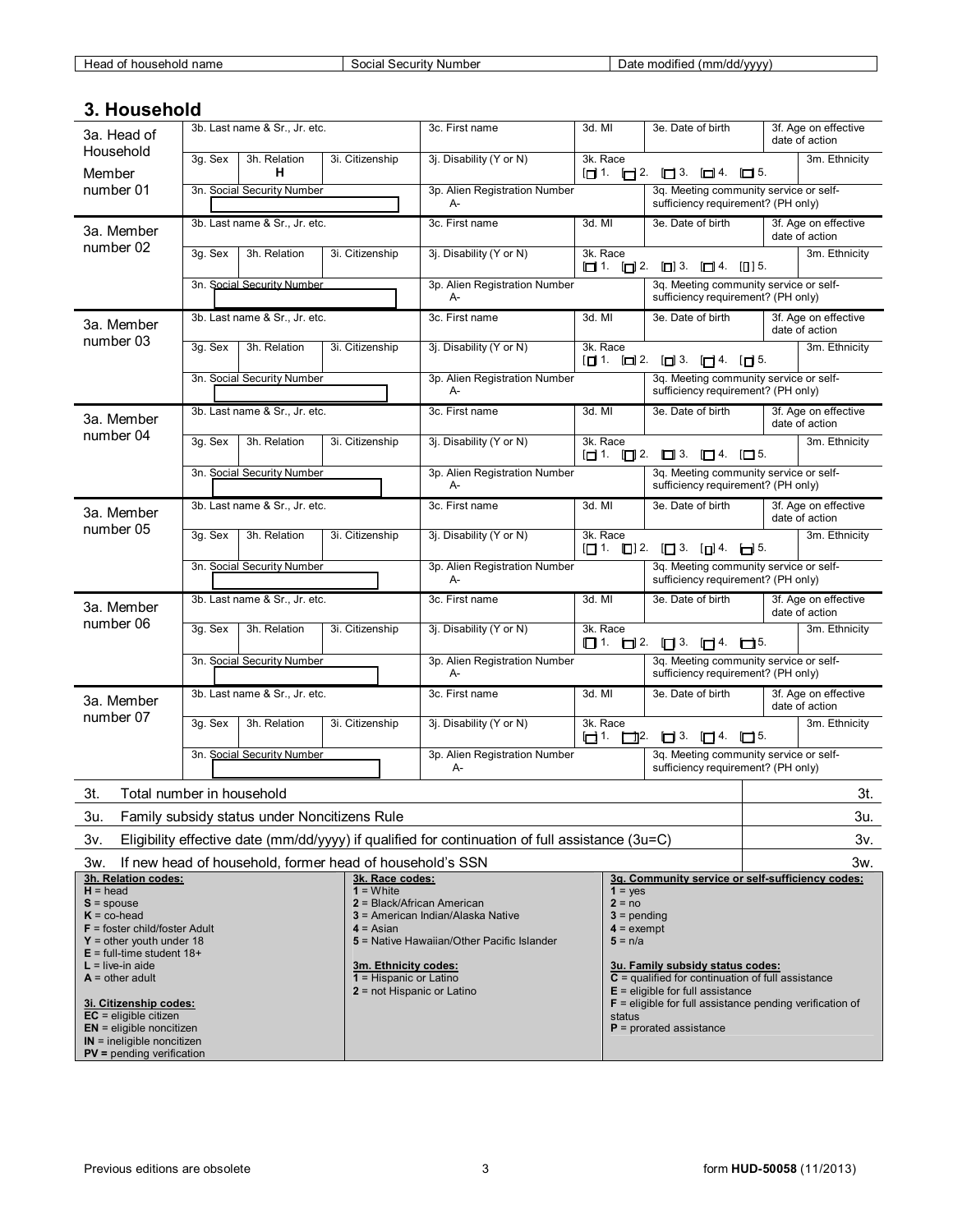| Head of household name | Social Security Number | Date modified (mm/dd/yyyy) |
|---|---|---|

## 3. Household

| | | | | | | | |
|---|---|---|---|---|---|---|---|
| 3a. Head of Household Member number 01 | 3b. Last name & Sr., Jr. etc. | | | 3c. First name | 3d. MI | 3e. Date of birth | 3f. Age on effective date of action |
| | 3g. Sex | 3h. Relation H | 3i. Citizenship | 3j. Disability (Y or N) | 3k. Race [ ] 1. [ ] 2. [ ] 3. [ ] 4. [ ] 5. | | 3m. Ethnicity |
| | 3n. Social Security Number | | | 3p. Alien Registration Number A- | | 3q. Meeting community service or self-sufficiency requirement? (PH only) | |
| 3a. Member number 02 | 3b. Last name & Sr., Jr. etc. | | | 3c. First name | 3d. MI | 3e. Date of birth | 3f. Age on effective date of action |
| | 3g. Sex | 3h. Relation | 3i. Citizenship | 3j. Disability (Y or N) | 3k. Race [ ] 1. [ ] 2. [ ] 3. [ ] 4. [ ] 5. | | 3m. Ethnicity |
| | 3n. Social Security Number | | | 3p. Alien Registration Number A- | | 3q. Meeting community service or self-sufficiency requirement? (PH only) | |
| 3a. Member number 03 | 3b. Last name & Sr., Jr. etc. | | | 3c. First name | 3d. MI | 3e. Date of birth | 3f. Age on effective date of action |
| | 3g. Sex | 3h. Relation | 3i. Citizenship | 3j. Disability (Y or N) | 3k. Race [ ] 1. [ ] 2. [ ] 3. [ ] 4. [ ] 5. | | 3m. Ethnicity |
| | 3n. Social Security Number | | | 3p. Alien Registration Number A- | | 3q. Meeting community service or self-sufficiency requirement? (PH only) | |
| 3a. Member number 04 | 3b. Last name & Sr., Jr. etc. | | | 3c. First name | 3d. MI | 3e. Date of birth | 3f. Age on effective date of action |
| | 3g. Sex | 3h. Relation | 3i. Citizenship | 3j. Disability (Y or N) | 3k. Race [ ] 1. [ ] 2. [ ] 3. [ ] 4. [ ] 5. | | 3m. Ethnicity |
| | 3n. Social Security Number | | | 3p. Alien Registration Number A- | | 3q. Meeting community service or self-sufficiency requirement? (PH only) | |
| 3a. Member number 05 | 3b. Last name & Sr., Jr. etc. | | | 3c. First name | 3d. MI | 3e. Date of birth | 3f. Age on effective date of action |
| | 3g. Sex | 3h. Relation | 3i. Citizenship | 3j. Disability (Y or N) | 3k. Race [ ] 1. [ ] 2. [ ] 3. [ ] 4. [ ] 5. | | 3m. Ethnicity |
| | 3n. Social Security Number | | | 3p. Alien Registration Number A- | | 3q. Meeting community service or self-sufficiency requirement? (PH only) | |
| 3a. Member number 06 | 3b. Last name & Sr., Jr. etc. | | | 3c. First name | 3d. MI | 3e. Date of birth | 3f. Age on effective date of action |
| | 3g. Sex | 3h. Relation | 3i. Citizenship | 3j. Disability (Y or N) | 3k. Race [ ] 1. [ ] 2. [ ] 3. [ ] 4. [ ] 5. | | 3m. Ethnicity |
| | 3n. Social Security Number | | | 3p. Alien Registration Number A- | | 3q. Meeting community service or self-sufficiency requirement? (PH only) | |
| 3a. Member number 07 | 3b. Last name & Sr., Jr. etc. | | | 3c. First name | 3d. MI | 3e. Date of birth | 3f. Age on effective date of action |
| | 3g. Sex | 3h. Relation | 3i. Citizenship | 3j. Disability (Y or N) | 3k. Race [ ] 1. [ ] 2. [ ] 3. [ ] 4. [ ] 5. | | 3m. Ethnicity |
| | 3n. Social Security Number | | | 3p. Alien Registration Number A- | | 3q. Meeting community service or self-sufficiency requirement? (PH only) | |

| | |
|---|---|
| 3t. Total number in household | 3t. |
| 3u. Family subsidy status under Noncitizens Rule | 3u. |
| 3v. Eligibility effective date (mm/dd/yyyy) if qualified for continuation of full assistance (3u=C) | 3v. |
| 3w. If new head of household, former head of household's SSN | 3w. |

**3h. Relation codes:**
**H** = head
**S** = spouse
**K** = co-head
**F** = foster child/foster Adult
**Y** = other youth under 18
**E** = full-time student 18+
**L** = live-in aide
**A** = other adult

**3i. Citizenship codes:**
**EC** = eligible citizen
**EN** = eligible noncitizen
**IN** = ineligible noncitizen
**PV =** pending verification

**3k. Race codes:**
**1** = White
**2** = Black/African American
**3** = American Indian/Alaska Native
**4** = Asian
**5** = Native Hawaiian/Other Pacific Islander

**3m. Ethnicity codes:**
**1** = Hispanic or Latino
**2** = not Hispanic or Latino

**3q. Community service or self-sufficiency codes:**
**1** = yes
**2** = no
**3** = pending
**4** = exempt
**5** = n/a

**3u. Family subsidy status codes:**
**C** = qualified for continuation of full assistance
**E** = eligible for full assistance
**F** = eligible for full assistance pending verification of status
**P** = prorated assistance

Previous editions are obsolete — form **HUD-50058** (11/2013)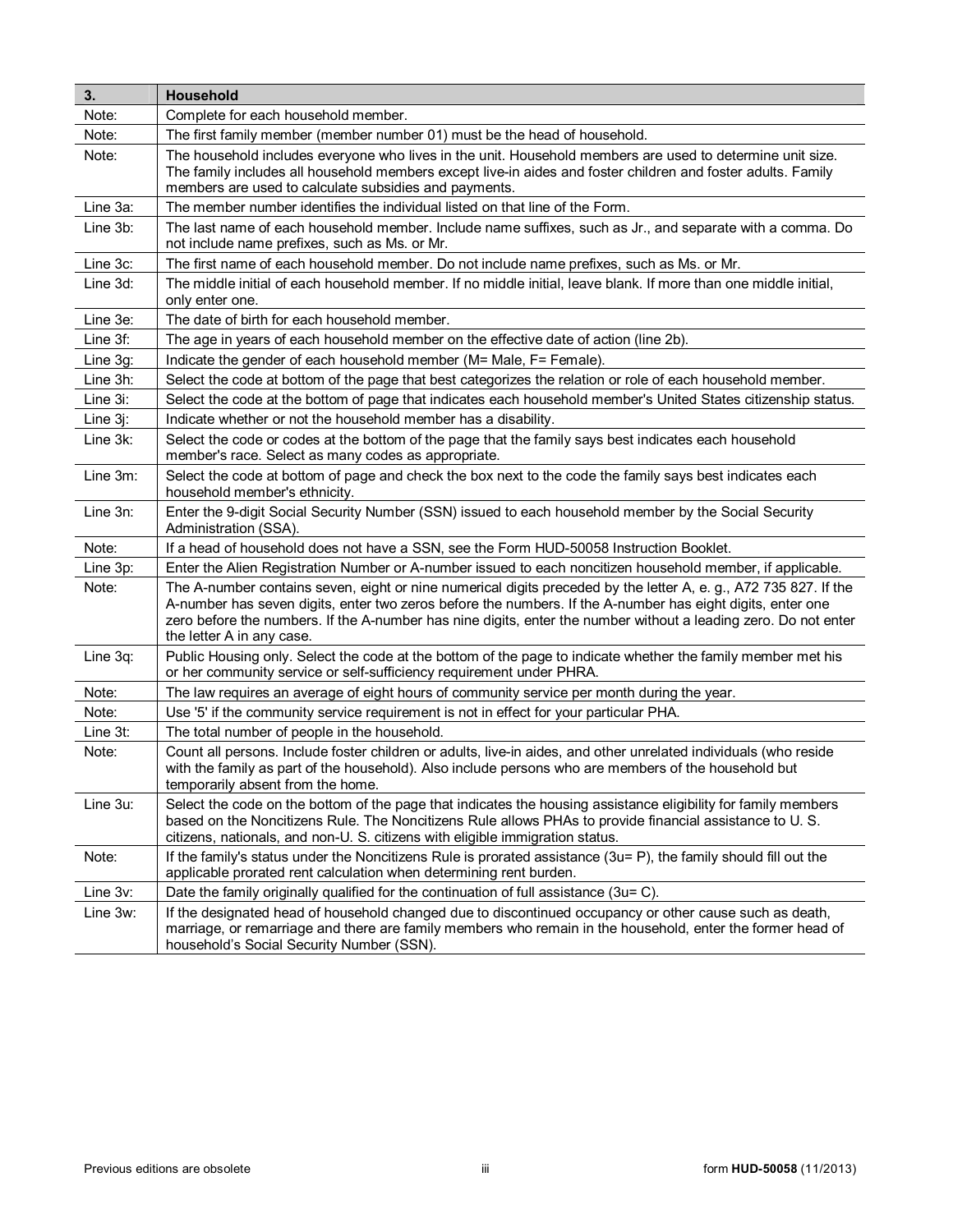| 3. | Household |
|---|---|
| Note: | Complete for each household member. |
| Note: | The first family member (member number 01) must be the head of household. |
| Note: | The household includes everyone who lives in the unit. Household members are used to determine unit size. The family includes all household members except live-in aides and foster children and foster adults. Family members are used to calculate subsidies and payments. |
| Line 3a: | The member number identifies the individual listed on that line of the Form. |
| Line 3b: | The last name of each household member. Include name suffixes, such as Jr., and separate with a comma. Do not include name prefixes, such as Ms. or Mr. |
| Line 3c: | The first name of each household member. Do not include name prefixes, such as Ms. or Mr. |
| Line 3d: | The middle initial of each household member. If no middle initial, leave blank. If more than one middle initial, only enter one. |
| Line 3e: | The date of birth for each household member. |
| Line 3f: | The age in years of each household member on the effective date of action (line 2b). |
| Line 3g: | Indicate the gender of each household member (M= Male, F= Female). |
| Line 3h: | Select the code at bottom of the page that best categorizes the relation or role of each household member. |
| Line 3i: | Select the code at the bottom of page that indicates each household member's United States citizenship status. |
| Line 3j: | Indicate whether or not the household member has a disability. |
| Line 3k: | Select the code or codes at the bottom of the page that the family says best indicates each household member's race. Select as many codes as appropriate. |
| Line 3m: | Select the code at bottom of page and check the box next to the code the family says best indicates each household member's ethnicity. |
| Line 3n: | Enter the 9-digit Social Security Number (SSN) issued to each household member by the Social Security Administration (SSA). |
| Note: | If a head of household does not have a SSN, see the Form HUD-50058 Instruction Booklet. |
| Line 3p: | Enter the Alien Registration Number or A-number issued to each noncitizen household member, if applicable. |
| Note: | The A-number contains seven, eight or nine numerical digits preceded by the letter A, e. g., A72 735 827. If the A-number has seven digits, enter two zeros before the numbers. If the A-number has eight digits, enter one zero before the numbers. If the A-number has nine digits, enter the number without a leading zero. Do not enter the letter A in any case. |
| Line 3q: | Public Housing only. Select the code at the bottom of the page to indicate whether the family member met his or her community service or self-sufficiency requirement under PHRA. |
| Note: | The law requires an average of eight hours of community service per month during the year. |
| Note: | Use '5' if the community service requirement is not in effect for your particular PHA. |
| Line 3t: | The total number of people in the household. |
| Note: | Count all persons. Include foster children or adults, live-in aides, and other unrelated individuals (who reside with the family as part of the household). Also include persons who are members of the household but temporarily absent from the home. |
| Line 3u: | Select the code on the bottom of the page that indicates the housing assistance eligibility for family members based on the Noncitizens Rule. The Noncitizens Rule allows PHAs to provide financial assistance to U. S. citizens, nationals, and non-U. S. citizens with eligible immigration status. |
| Note: | If the family's status under the Noncitizens Rule is prorated assistance (3u= P), the family should fill out the applicable prorated rent calculation when determining rent burden. |
| Line 3v: | Date the family originally qualified for the continuation of full assistance (3u= C). |
| Line 3w: | If the designated head of household changed due to discontinued occupancy or other cause such as death, marriage, or remarriage and there are family members who remain in the household, enter the former head of household's Social Security Number (SSN). |

Previous editions are obsolete

form **HUD-50058** (11/2013)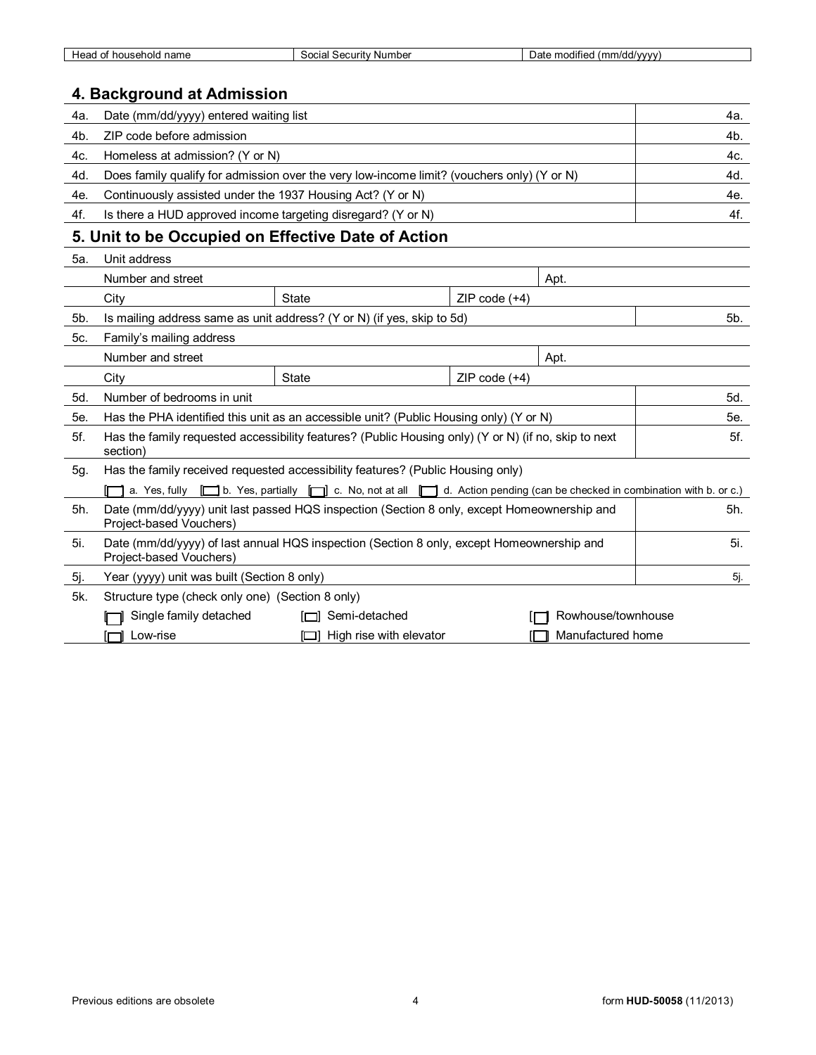| Head of household name | Social Security Number | Date modified (mm/dd/yyyy) |
|---|---|---|

## 4. Background at Admission

| | | |
|---|---|---|
| 4a. | Date (mm/dd/yyyy) entered waiting list | 4a. |
| 4b. | ZIP code before admission | 4b. |
| 4c. | Homeless at admission? (Y or N) | 4c. |
| 4d. | Does family qualify for admission over the very low-income limit? (vouchers only) (Y or N) | 4d. |
| 4e. | Continuously assisted under the 1937 Housing Act? (Y or N) | 4e. |
| 4f. | Is there a HUD approved income targeting disregard? (Y or N) | 4f. |

## 5. Unit to be Occupied on Effective Date of Action

| | | | | | |
|---|---|---|---|---|---|
| 5a. | Unit address | | | | |
| | Number and street | | | Apt. | |
| | City | State | ZIP code (+4) | | |
| 5b. | Is mailing address same as unit address? (Y or N) (if yes, skip to 5d) | | | | 5b. |
| 5c. | Family's mailing address | | | | |
| | Number and street | | | Apt. | |
| | City | State | ZIP code (+4) | | |
| 5d. | Number of bedrooms in unit | | | | 5d. |
| 5e. | Has the PHA identified this unit as an accessible unit? (Public Housing only) (Y or N) | | | | 5e. |
| 5f. | Has the family requested accessibility features? (Public Housing only) (Y or N) (if no, skip to next section) | | | | 5f. |
| 5g. | Has the family received requested accessibility features? (Public Housing only) | | | | |
| | [ ] a. Yes, fully [ ] b. Yes, partially [ ] c. No, not at all [ ] d. Action pending (can be checked in combination with b. or c.) | | | | |
| 5h. | Date (mm/dd/yyyy) unit last passed HQS inspection (Section 8 only, except Homeownership and Project-based Vouchers) | | | | 5h. |
| 5i. | Date (mm/dd/yyyy) of last annual HQS inspection (Section 8 only, except Homeownership and Project-based Vouchers) | | | | 5i. |
| 5j. | Year (yyyy) unit was built (Section 8 only) | | | | 5j. |
| 5k. | Structure type (check only one) (Section 8 only) | | | | |
| | [ ] Single family detached | [ ] Semi-detached | | [ ] Rowhouse/townhouse | |
| | [ ] Low-rise | [ ] High rise with elevator | | [ ] Manufactured home | |

Previous editions are obsolete

form **HUD-50058** (11/2013)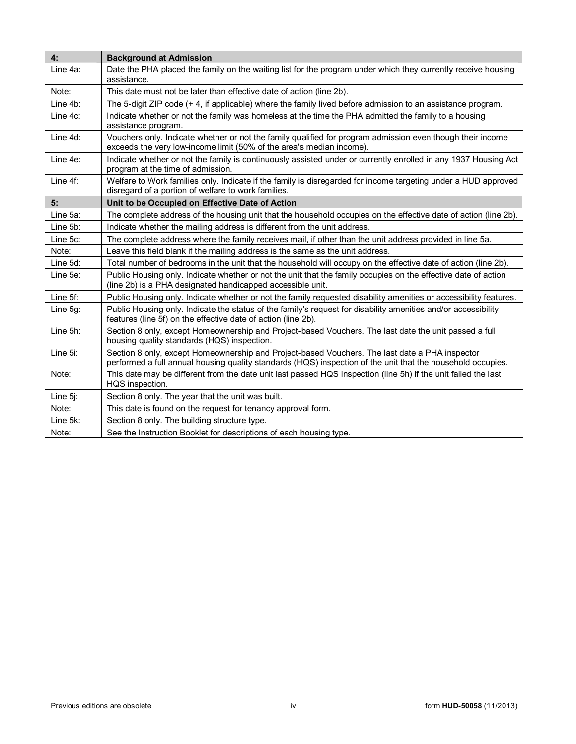| 4: | Background at Admission |
|---|---|
| Line 4a: | Date the PHA placed the family on the waiting list for the program under which they currently receive housing assistance. |
| Note: | This date must not be later than effective date of action (line 2b). |
| Line 4b: | The 5-digit ZIP code (+ 4, if applicable) where the family lived before admission to an assistance program. |
| Line 4c: | Indicate whether or not the family was homeless at the time the PHA admitted the family to a housing assistance program. |
| Line 4d: | Vouchers only. Indicate whether or not the family qualified for program admission even though their income exceeds the very low-income limit (50% of the area's median income). |
| Line 4e: | Indicate whether or not the family is continuously assisted under or currently enrolled in any 1937 Housing Act program at the time of admission. |
| Line 4f: | Welfare to Work families only. Indicate if the family is disregarded for income targeting under a HUD approved disregard of a portion of welfare to work families. |
| **5:** | **Unit to be Occupied on Effective Date of Action** |
| Line 5a: | The complete address of the housing unit that the household occupies on the effective date of action (line 2b). |
| Line 5b: | Indicate whether the mailing address is different from the unit address. |
| Line 5c: | The complete address where the family receives mail, if other than the unit address provided in line 5a. |
| Note: | Leave this field blank if the mailing address is the same as the unit address. |
| Line 5d: | Total number of bedrooms in the unit that the household will occupy on the effective date of action (line 2b). |
| Line 5e: | Public Housing only. Indicate whether or not the unit that the family occupies on the effective date of action (line 2b) is a PHA designated handicapped accessible unit. |
| Line 5f: | Public Housing only. Indicate whether or not the family requested disability amenities or accessibility features. |
| Line 5g: | Public Housing only. Indicate the status of the family's request for disability amenities and/or accessibility features (line 5f) on the effective date of action (line 2b). |
| Line 5h: | Section 8 only, except Homeownership and Project-based Vouchers. The last date the unit passed a full housing quality standards (HQS) inspection. |
| Line 5i: | Section 8 only, except Homeownership and Project-based Vouchers. The last date a PHA inspector performed a full annual housing quality standards (HQS) inspection of the unit that the household occupies. |
| Note: | This date may be different from the date unit last passed HQS inspection (line 5h) if the unit failed the last HQS inspection. |
| Line 5j: | Section 8 only. The year that the unit was built. |
| Note: | This date is found on the request for tenancy approval form. |
| Line 5k: | Section 8 only. The building structure type. |
| Note: | See the Instruction Booklet for descriptions of each housing type. |

Previous editions are obsolete form **HUD-50058** (11/2013)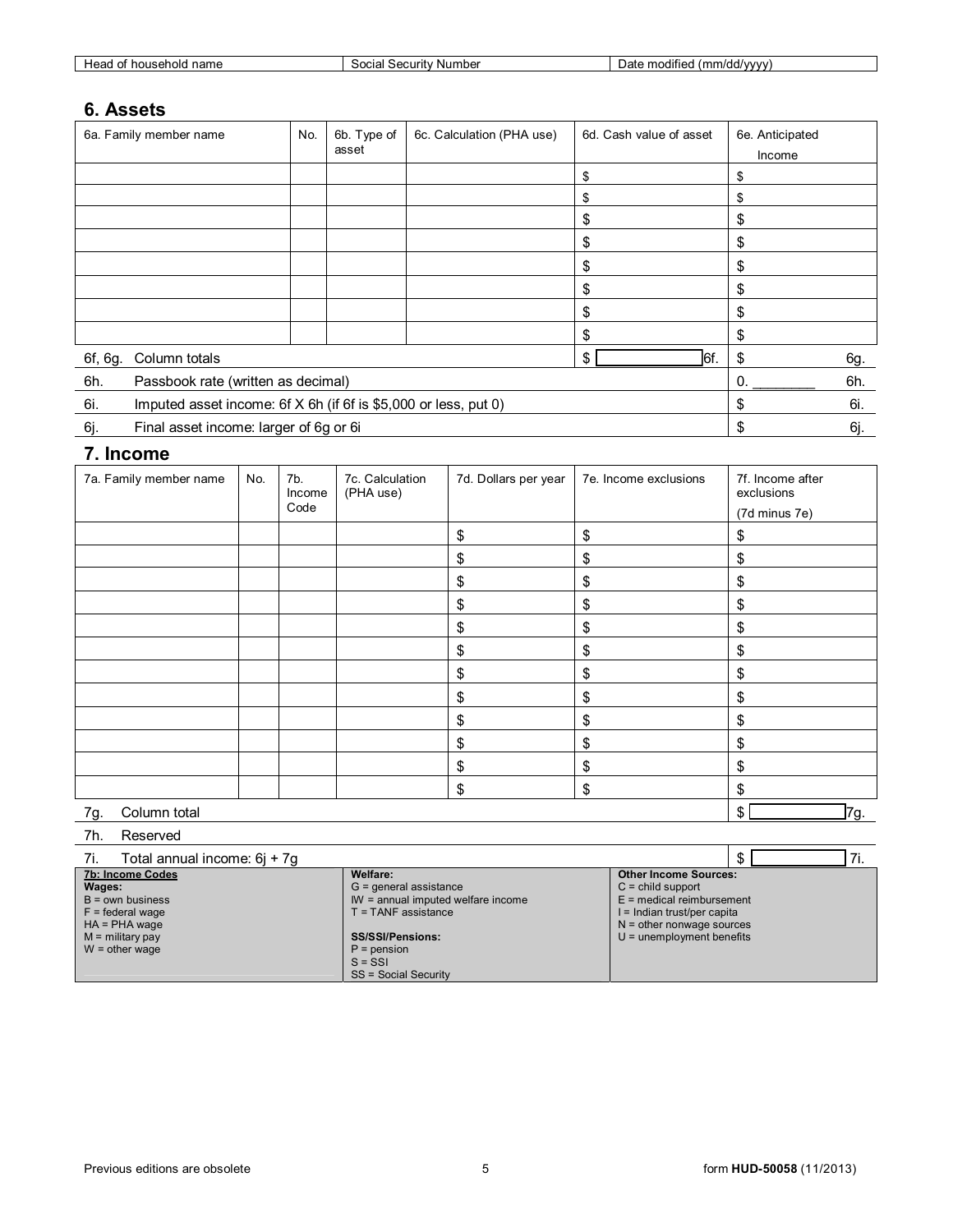| Head of household name | Social Security Number | Date modified (mm/dd/yyyy) |
|---|---|---|

## 6. Assets

| 6a. Family member name | No. | 6b. Type of asset | 6c. Calculation (PHA use) | 6d. Cash value of asset | 6e. Anticipated Income |
|---|---|---|---|---|---|
| | | | | $ | $ |
| | | | | $ | $ |
| | | | | $ | $ |
| | | | | $ | $ |
| | | | | $ | $ |
| | | | | $ | $ |
| | | | | $ | $ |
| | | | | $ | $ |
| 6f, 6g. Column totals | | | | $ 6f. | $ 6g. |
| 6h. Passbook rate (written as decimal) | | | | | 0. ________ 6h. |
| 6i. Imputed asset income: 6f X 6h (if 6f is $5,000 or less, put 0) | | | | | $ 6i. |
| 6j. Final asset income: larger of 6g or 6i | | | | | $ 6j. |

## 7. Income

| 7a. Family member name | No. | 7b. Income Code | 7c. Calculation (PHA use) | 7d. Dollars per year | 7e. Income exclusions | 7f. Income after exclusions (7d minus 7e) |
|---|---|---|---|---|---|---|
| | | | | $ | $ | $ |
| | | | | $ | $ | $ |
| | | | | $ | $ | $ |
| | | | | $ | $ | $ |
| | | | | $ | $ | $ |
| | | | | $ | $ | $ |
| | | | | $ | $ | $ |
| | | | | $ | $ | $ |
| | | | | $ | $ | $ |
| | | | | $ | $ | $ |
| | | | | $ | $ | $ |
| | | | | $ | $ | $ |
| 7g. Column total | | | | | | $ 7g. |
| 7h. Reserved | | | | | | |
| 7i. Total annual income: 6j + 7g | | | | | | $ 7i. |

| **7b: Income Codes** | **Welfare:** | **Other Income Sources:** |
|---|---|---|
| **Wages:**<br>B = own business<br>F = federal wage<br>HA = PHA wage<br>M = military pay<br>W = other wage | G = general assistance<br>IW = annual imputed welfare income<br>T = TANF assistance<br><br>**SS/SSI/Pensions:**<br>P = pension<br>S = SSI<br>SS = Social Security | C = child support<br>E = medical reimbursement<br>I = Indian trust/per capita<br>N = other nonwage sources<br>U = unemployment benefits |

Previous editions are obsolete

form **HUD-50058** (11/2013)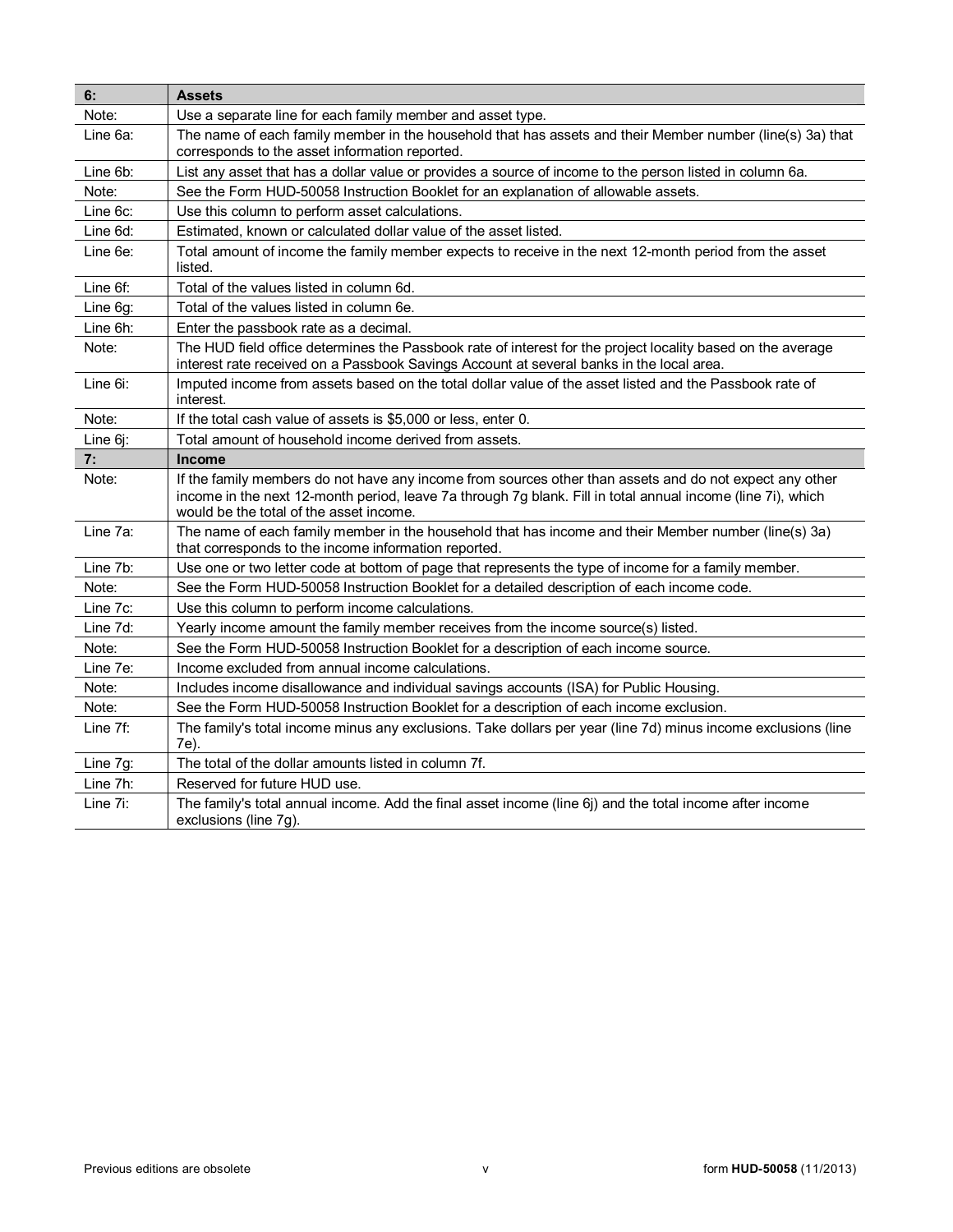| 6: | **Assets** |
|---|---|
| Note: | Use a separate line for each family member and asset type. |
| Line 6a: | The name of each family member in the household that has assets and their Member number (line(s) 3a) that corresponds to the asset information reported. |
| Line 6b: | List any asset that has a dollar value or provides a source of income to the person listed in column 6a. |
| Note: | See the Form HUD-50058 Instruction Booklet for an explanation of allowable assets. |
| Line 6c: | Use this column to perform asset calculations. |
| Line 6d: | Estimated, known or calculated dollar value of the asset listed. |
| Line 6e: | Total amount of income the family member expects to receive in the next 12-month period from the asset listed. |
| Line 6f: | Total of the values listed in column 6d. |
| Line 6g: | Total of the values listed in column 6e. |
| Line 6h: | Enter the passbook rate as a decimal. |
| Note: | The HUD field office determines the Passbook rate of interest for the project locality based on the average interest rate received on a Passbook Savings Account at several banks in the local area. |
| Line 6i: | Imputed income from assets based on the total dollar value of the asset listed and the Passbook rate of interest. |
| Note: | If the total cash value of assets is $5,000 or less, enter 0. |
| Line 6j: | Total amount of household income derived from assets. |
| **7:** | **Income** |
| Note: | If the family members do not have any income from sources other than assets and do not expect any other income in the next 12-month period, leave 7a through 7g blank. Fill in total annual income (line 7i), which would be the total of the asset income. |
| Line 7a: | The name of each family member in the household that has income and their Member number (line(s) 3a) that corresponds to the income information reported. |
| Line 7b: | Use one or two letter code at bottom of page that represents the type of income for a family member. |
| Note: | See the Form HUD-50058 Instruction Booklet for a detailed description of each income code. |
| Line 7c: | Use this column to perform income calculations. |
| Line 7d: | Yearly income amount the family member receives from the income source(s) listed. |
| Note: | See the Form HUD-50058 Instruction Booklet for a description of each income source. |
| Line 7e: | Income excluded from annual income calculations. |
| Note: | Includes income disallowance and individual savings accounts (ISA) for Public Housing. |
| Note: | See the Form HUD-50058 Instruction Booklet for a description of each income exclusion. |
| Line 7f: | The family's total income minus any exclusions. Take dollars per year (line 7d) minus income exclusions (line 7e). |
| Line 7g: | The total of the dollar amounts listed in column 7f. |
| Line 7h: | Reserved for future HUD use. |
| Line 7i: | The family's total annual income. Add the final asset income (line 6j) and the total income after income exclusions (line 7g). |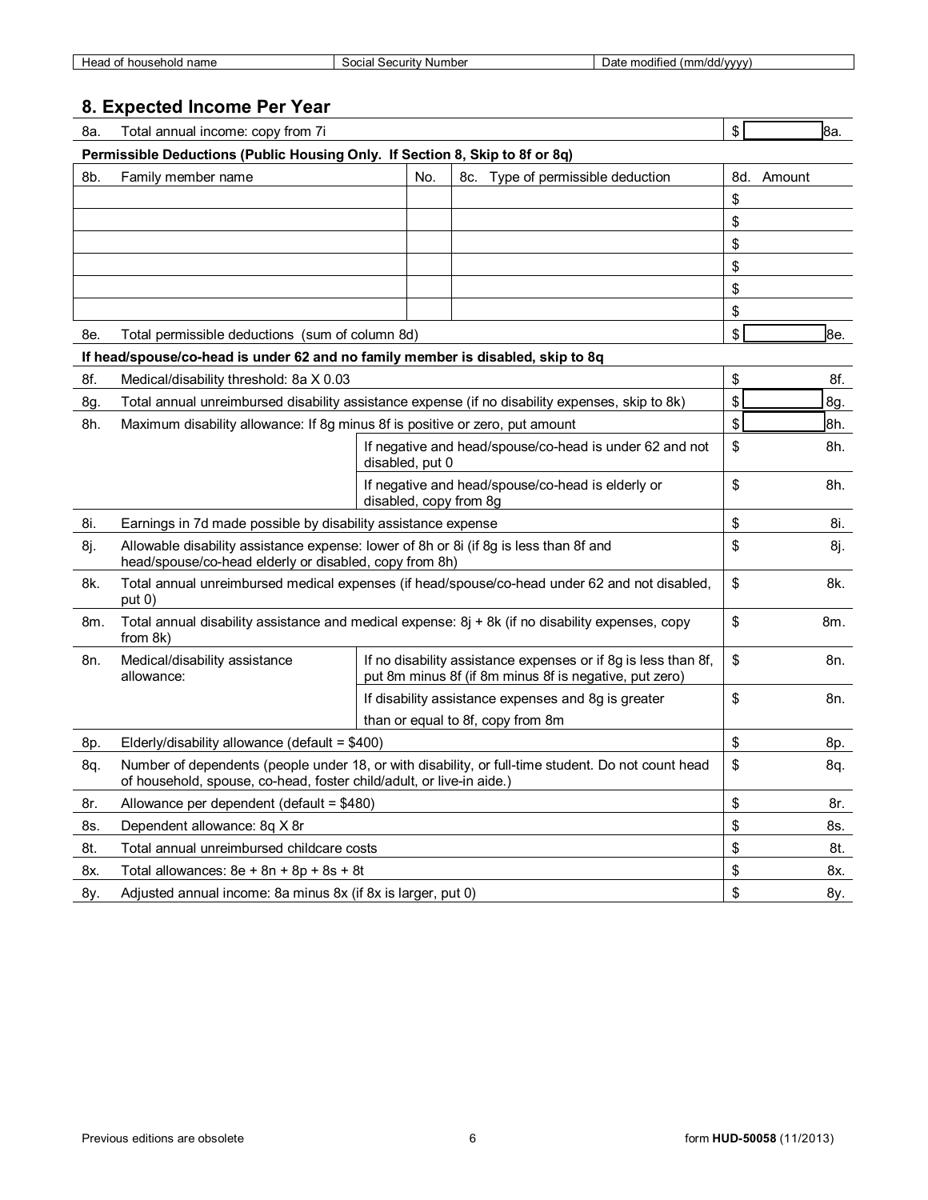| Head of household name | Social Security Number | Date modified (mm/dd/yyyy) |
|---|---|---|
| | | |

## 8. Expected Income Per Year

| | | | | |
|---|---|---|---|---|
| 8a. | Total annual income: copy from 7i | | | $ 8a. |
| **Permissible Deductions (Public Housing Only. If Section 8, Skip to 8f or 8q)** | | | | |
| 8b. | Family member name | No. | 8c. Type of permissible deduction | 8d. Amount |
| | | | | $ |
| | | | | $ |
| | | | | $ |
| | | | | $ |
| | | | | $ |
| | | | | $ |
| 8e. | Total permissible deductions (sum of column 8d) | | | $ 8e. |
| **If head/spouse/co-head is under 62 and no family member is disabled, skip to 8q** | | | | |
| 8f. | Medical/disability threshold: 8a X 0.03 | | | $ 8f. |
| 8g. | Total annual unreimbursed disability assistance expense (if no disability expenses, skip to 8k) | | | $ 8g. |
| 8h. | Maximum disability allowance: If 8g minus 8f is positive or zero, put amount | | | $ 8h. |
| | | If negative and head/spouse/co-head is under 62 and not disabled, put 0 | | $ 8h. |
| | | If negative and head/spouse/co-head is elderly or disabled, copy from 8g | | $ 8h. |
| 8i. | Earnings in 7d made possible by disability assistance expense | | | $ 8i. |
| 8j. | Allowable disability assistance expense: lower of 8h or 8i (if 8g is less than 8f and head/spouse/co-head elderly or disabled, copy from 8h) | | | $ 8j. |
| 8k. | Total annual unreimbursed medical expenses (if head/spouse/co-head under 62 and not disabled, put 0) | | | $ 8k. |
| 8m. | Total annual disability assistance and medical expense: 8j + 8k (if no disability expenses, copy from 8k) | | | $ 8m. |
| 8n. | Medical/disability assistance allowance: | If no disability assistance expenses or if 8g is less than 8f, put 8m minus 8f (if 8m minus 8f is negative, put zero) | | $ 8n. |
| | | If disability assistance expenses and 8g is greater than or equal to 8f, copy from 8m | | $ 8n. |
| 8p. | Elderly/disability allowance (default = $400) | | | $ 8p. |
| 8q. | Number of dependents (people under 18, or with disability, or full-time student. Do not count head of household, spouse, co-head, foster child/adult, or live-in aide.) | | | $ 8q. |
| 8r. | Allowance per dependent (default = $480) | | | $ 8r. |
| 8s. | Dependent allowance: 8q X 8r | | | $ 8s. |
| 8t. | Total annual unreimbursed childcare costs | | | $ 8t. |
| 8x. | Total allowances: 8e + 8n + 8p + 8s + 8t | | | $ 8x. |
| 8y. | Adjusted annual income: 8a minus 8x (if 8x is larger, put 0) | | | $ 8y. |

Previous editions are obsolete

form **HUD-50058** (11/2013)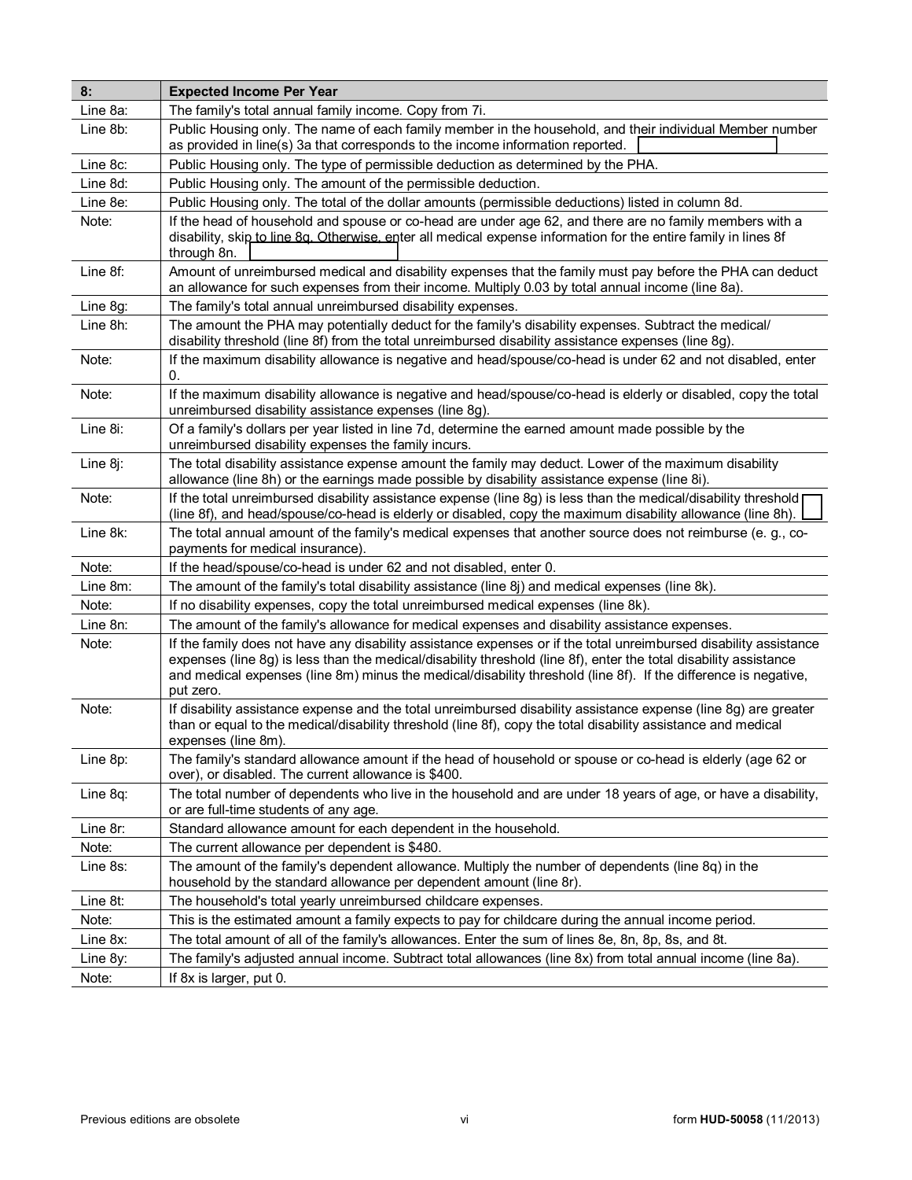| 8: | Expected Income Per Year |
|---|---|
| Line 8a: | The family's total annual family income. Copy from 7i. |
| Line 8b: | Public Housing only. The name of each family member in the household, and their individual Member number as provided in line(s) 3a that corresponds to the income information reported. |
| Line 8c: | Public Housing only. The type of permissible deduction as determined by the PHA. |
| Line 8d: | Public Housing only. The amount of the permissible deduction. |
| Line 8e: | Public Housing only. The total of the dollar amounts (permissible deductions) listed in column 8d. |
| Note: | If the head of household and spouse or co-head are under age 62, and there are no family members with a disability, skip to line 8q. Otherwise, enter all medical expense information for the entire family in lines 8f through 8n. |
| Line 8f: | Amount of unreimbursed medical and disability expenses that the family must pay before the PHA can deduct an allowance for such expenses from their income. Multiply 0.03 by total annual income (line 8a). |
| Line 8g: | The family's total annual unreimbursed disability expenses. |
| Line 8h: | The amount the PHA may potentially deduct for the family's disability expenses. Subtract the medical/disability threshold (line 8f) from the total unreimbursed disability assistance expenses (line 8g). |
| Note: | If the maximum disability allowance is negative and head/spouse/co-head is under 62 and not disabled, enter 0. |
| Note: | If the maximum disability allowance is negative and head/spouse/co-head is elderly or disabled, copy the total unreimbursed disability assistance expenses (line 8g). |
| Line 8i: | Of a family's dollars per year listed in line 7d, determine the earned amount made possible by the unreimbursed disability expenses the family incurs. |
| Line 8j: | The total disability assistance expense amount the family may deduct. Lower of the maximum disability allowance (line 8h) or the earnings made possible by disability assistance expense (line 8i). |
| Note: | If the total unreimbursed disability assistance expense (line 8g) is less than the medical/disability threshold (line 8f), and head/spouse/co-head is elderly or disabled, copy the maximum disability allowance (line 8h). |
| Line 8k: | The total annual amount of the family's medical expenses that another source does not reimburse (e. g., co-payments for medical insurance). |
| Note: | If the head/spouse/co-head is under 62 and not disabled, enter 0. |
| Line 8m: | The amount of the family's total disability assistance (line 8j) and medical expenses (line 8k). |
| Note: | If no disability expenses, copy the total unreimbursed medical expenses (line 8k). |
| Line 8n: | The amount of the family's allowance for medical expenses and disability assistance expenses. |
| Note: | If the family does not have any disability assistance expenses or if the total unreimbursed disability assistance expenses (line 8g) is less than the medical/disability threshold (line 8f), enter the total disability assistance and medical expenses (line 8m) minus the medical/disability threshold (line 8f). If the difference is negative, put zero. |
| Note: | If disability assistance expense and the total unreimbursed disability assistance expense (line 8g) are greater than or equal to the medical/disability threshold (line 8f), copy the total disability assistance and medical expenses (line 8m). |
| Line 8p: | The family's standard allowance amount if the head of household or spouse or co-head is elderly (age 62 or over), or disabled. The current allowance is $400. |
| Line 8q: | The total number of dependents who live in the household and are under 18 years of age, or have a disability, or are full-time students of any age. |
| Line 8r: | Standard allowance amount for each dependent in the household. |
| Note: | The current allowance per dependent is $480. |
| Line 8s: | The amount of the family's dependent allowance. Multiply the number of dependents (line 8q) in the household by the standard allowance per dependent amount (line 8r). |
| Line 8t: | The household's total yearly unreimbursed childcare expenses. |
| Note: | This is the estimated amount a family expects to pay for childcare during the annual income period. |
| Line 8x: | The total amount of all of the family's allowances. Enter the sum of lines 8e, 8n, 8p, 8s, and 8t. |
| Line 8y: | The family's adjusted annual income. Subtract total allowances (line 8x) from total annual income (line 8a). |
| Note: | If 8x is larger, put 0. |

Previous editions are obsolete

form **HUD-50058** (11/2013)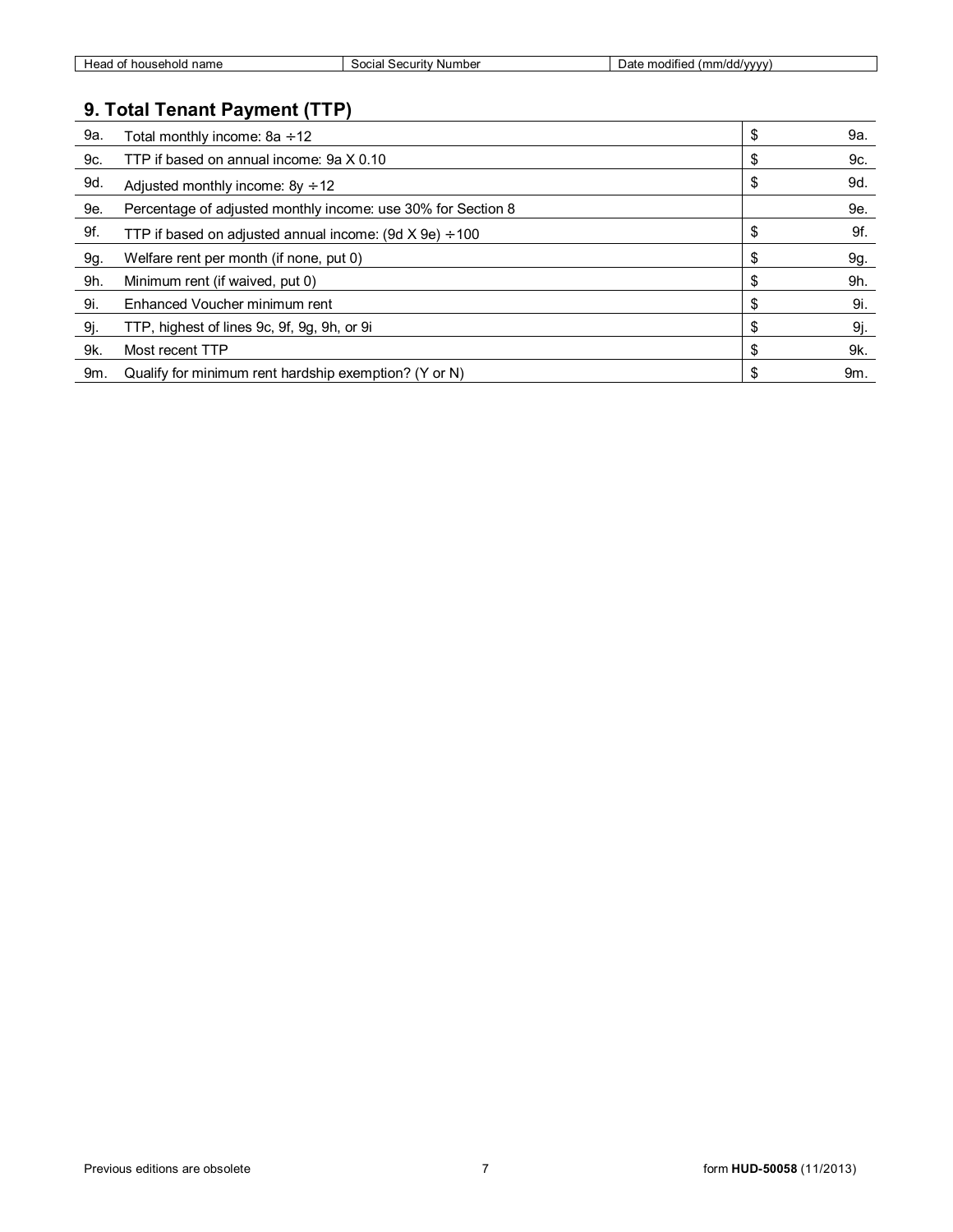| Head of household name | Social Security Number | Date modified (mm/dd/yyyy) |
|---|---|---|

## 9. Total Tenant Payment (TTP)

| | | | |
|---|---|---|---|
| 9a. | Total monthly income: 8a ÷12 | $ | 9a. |
| 9c. | TTP if based on annual income: 9a X 0.10 | $ | 9c. |
| 9d. | Adjusted monthly income: 8y ÷12 | $ | 9d. |
| 9e. | Percentage of adjusted monthly income: use 30% for Section 8 | | 9e. |
| 9f. | TTP if based on adjusted annual income: (9d X 9e) ÷100 | $ | 9f. |
| 9g. | Welfare rent per month (if none, put 0) | $ | 9g. |
| 9h. | Minimum rent (if waived, put 0) | $ | 9h. |
| 9i. | Enhanced Voucher minimum rent | $ | 9i. |
| 9j. | TTP, highest of lines 9c, 9f, 9g, 9h, or 9i | $ | 9j. |
| 9k. | Most recent TTP | $ | 9k. |
| 9m. | Qualify for minimum rent hardship exemption? (Y or N) | $ | 9m. |

Previous editions are obsolete

form **HUD-50058** (11/2013)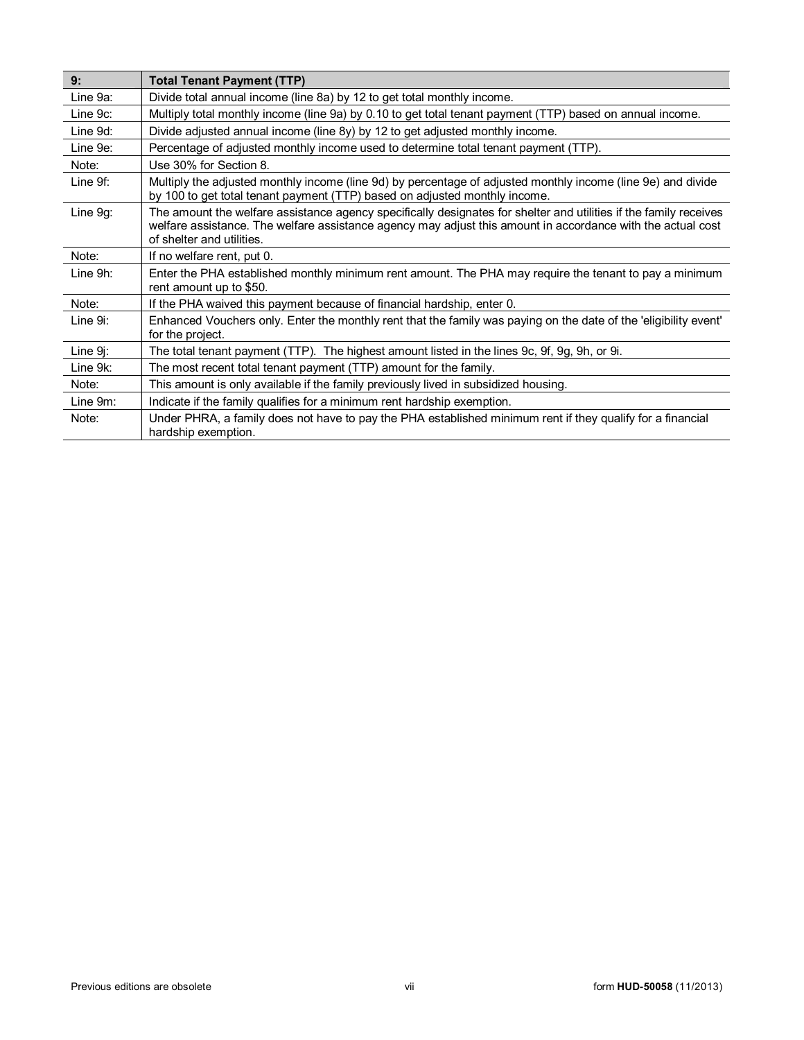| 9: | Total Tenant Payment (TTP) |
|---|---|
| Line 9a: | Divide total annual income (line 8a) by 12 to get total monthly income. |
| Line 9c: | Multiply total monthly income (line 9a) by 0.10 to get total tenant payment (TTP) based on annual income. |
| Line 9d: | Divide adjusted annual income (line 8y) by 12 to get adjusted monthly income. |
| Line 9e: | Percentage of adjusted monthly income used to determine total tenant payment (TTP). |
| Note: | Use 30% for Section 8. |
| Line 9f: | Multiply the adjusted monthly income (line 9d) by percentage of adjusted monthly income (line 9e) and divide by 100 to get total tenant payment (TTP) based on adjusted monthly income. |
| Line 9g: | The amount the welfare assistance agency specifically designates for shelter and utilities if the family receives welfare assistance. The welfare assistance agency may adjust this amount in accordance with the actual cost of shelter and utilities. |
| Note: | If no welfare rent, put 0. |
| Line 9h: | Enter the PHA established monthly minimum rent amount. The PHA may require the tenant to pay a minimum rent amount up to $50. |
| Note: | If the PHA waived this payment because of financial hardship, enter 0. |
| Line 9i: | Enhanced Vouchers only. Enter the monthly rent that the family was paying on the date of the 'eligibility event' for the project. |
| Line 9j: | The total tenant payment (TTP). The highest amount listed in the lines 9c, 9f, 9g, 9h, or 9i. |
| Line 9k: | The most recent total tenant payment (TTP) amount for the family. |
| Note: | This amount is only available if the family previously lived in subsidized housing. |
| Line 9m: | Indicate if the family qualifies for a minimum rent hardship exemption. |
| Note: | Under PHRA, a family does not have to pay the PHA established minimum rent if they qualify for a financial hardship exemption. |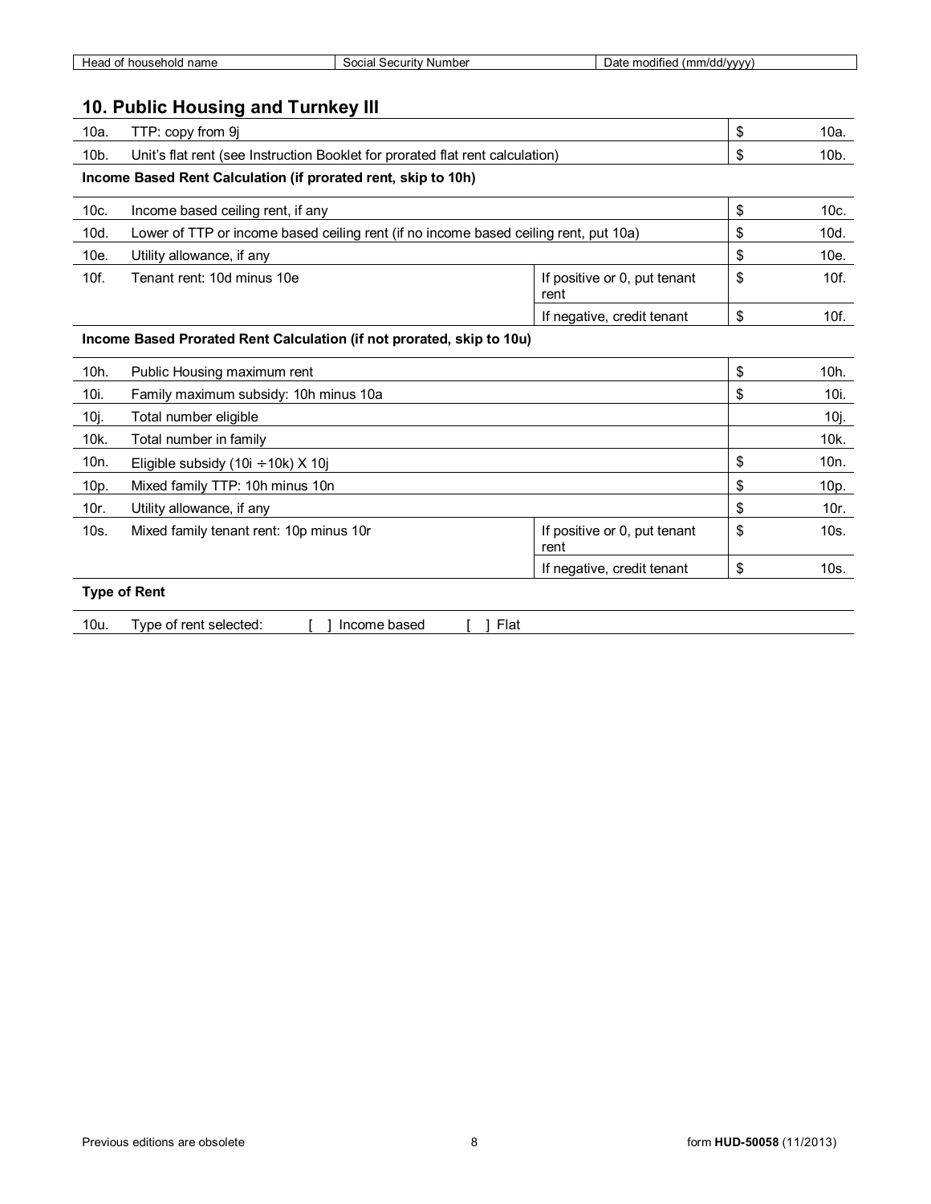| Head of household name | Social Security Number | Date modified (mm/dd/yyyy) |
|---|---|---|

## 10. Public Housing and Turnkey III

| | | | | |
|---|---|---|---|---|
| 10a. | TTP: copy from 9j | | $ | 10a. |
| 10b. | Unit's flat rent (see Instruction Booklet for prorated flat rent calculation) | | $ | 10b. |
| **Income Based Rent Calculation (if prorated rent, skip to 10h)** | | | | |
| 10c. | Income based ceiling rent, if any | | $ | 10c. |
| 10d. | Lower of TTP or income based ceiling rent (if no income based ceiling rent, put 10a) | | $ | 10d. |
| 10e. | Utility allowance, if any | | $ | 10e. |
| 10f. | Tenant rent: 10d minus 10e | If positive or 0, put tenant rent | $ | 10f. |
| | | If negative, credit tenant | $ | 10f. |
| **Income Based Prorated Rent Calculation (if not prorated, skip to 10u)** | | | | |
| 10h. | Public Housing maximum rent | | $ | 10h. |
| 10i. | Family maximum subsidy: 10h minus 10a | | $ | 10i. |
| 10j. | Total number eligible | | | 10j. |
| 10k. | Total number in family | | | 10k. |
| 10n. | Eligible subsidy (10i ÷ 10k) X 10j | | $ | 10n. |
| 10p. | Mixed family TTP: 10h minus 10n | | $ | 10p. |
| 10r. | Utility allowance, if any | | $ | 10r. |
| 10s. | Mixed family tenant rent: 10p minus 10r | If positive or 0, put tenant rent | $ | 10s. |
| | | If negative, credit tenant | $ | 10s. |
| **Type of Rent** | | | | |
| 10u. | Type of rent selected: [ ] Income based [ ] Flat | | | |

Previous editions are obsolete

form **HUD-50058** (11/2013)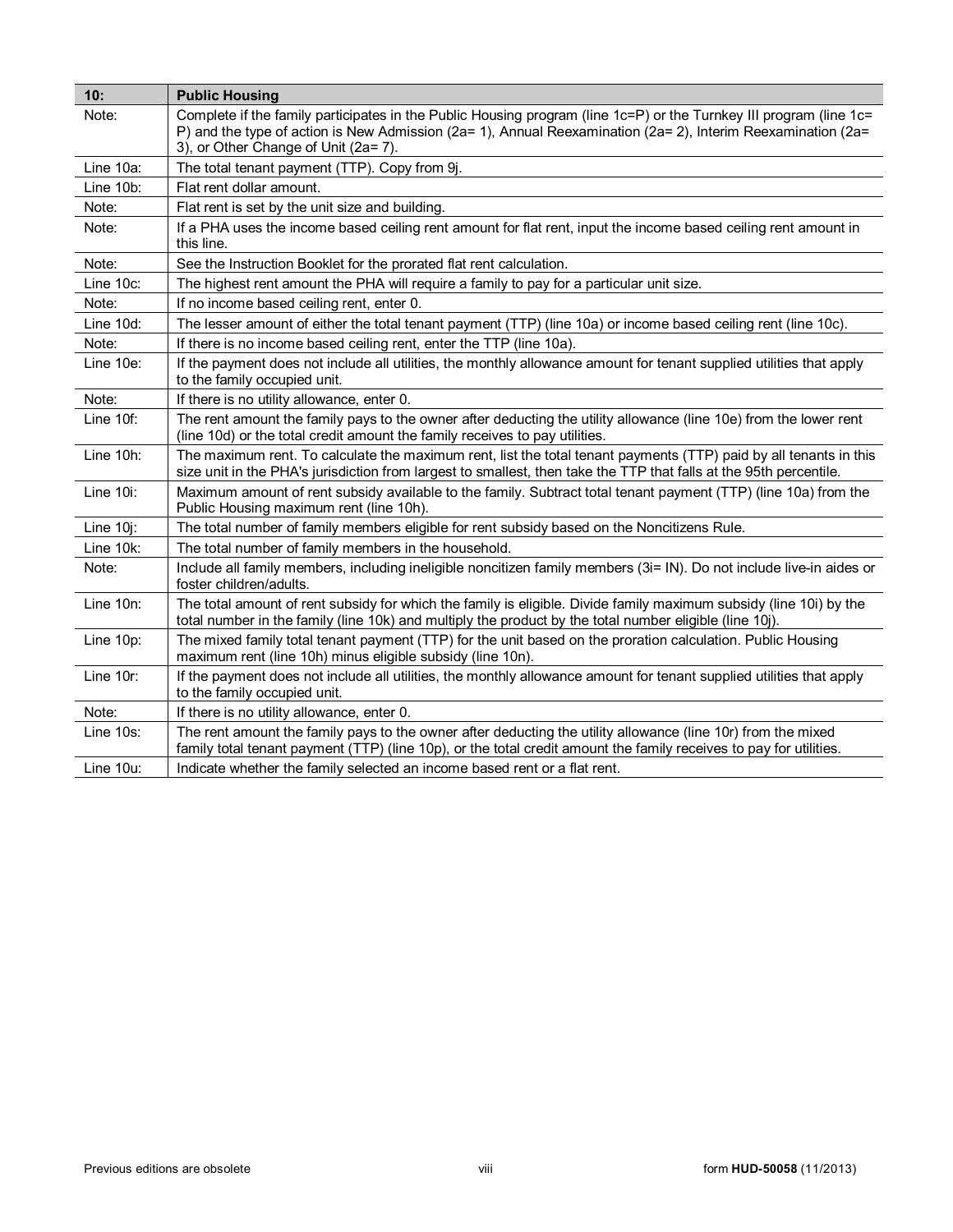| 10: | Public Housing |
|---|---|
| Note: | Complete if the family participates in the Public Housing program (line 1c=P) or the Turnkey III program (line 1c= P) and the type of action is New Admission (2a= 1), Annual Reexamination (2a= 2), Interim Reexamination (2a= 3), or Other Change of Unit (2a= 7). |
| Line 10a: | The total tenant payment (TTP). Copy from 9j. |
| Line 10b: | Flat rent dollar amount. |
| Note: | Flat rent is set by the unit size and building. |
| Note: | If a PHA uses the income based ceiling rent amount for flat rent, input the income based ceiling rent amount in this line. |
| Note: | See the Instruction Booklet for the prorated flat rent calculation. |
| Line 10c: | The highest rent amount the PHA will require a family to pay for a particular unit size. |
| Note: | If no income based ceiling rent, enter 0. |
| Line 10d: | The lesser amount of either the total tenant payment (TTP) (line 10a) or income based ceiling rent (line 10c). |
| Note: | If there is no income based ceiling rent, enter the TTP (line 10a). |
| Line 10e: | If the payment does not include all utilities, the monthly allowance amount for tenant supplied utilities that apply to the family occupied unit. |
| Note: | If there is no utility allowance, enter 0. |
| Line 10f: | The rent amount the family pays to the owner after deducting the utility allowance (line 10e) from the lower rent (line 10d) or the total credit amount the family receives to pay utilities. |
| Line 10h: | The maximum rent. To calculate the maximum rent, list the total tenant payments (TTP) paid by all tenants in this size unit in the PHA's jurisdiction from largest to smallest, then take the TTP that falls at the 95th percentile. |
| Line 10i: | Maximum amount of rent subsidy available to the family. Subtract total tenant payment (TTP) (line 10a) from the Public Housing maximum rent (line 10h). |
| Line 10j: | The total number of family members eligible for rent subsidy based on the Noncitizens Rule. |
| Line 10k: | The total number of family members in the household. |
| Note: | Include all family members, including ineligible noncitizen family members (3i= IN). Do not include live-in aides or foster children/adults. |
| Line 10n: | The total amount of rent subsidy for which the family is eligible. Divide family maximum subsidy (line 10i) by the total number in the family (line 10k) and multiply the product by the total number eligible (line 10j). |
| Line 10p: | The mixed family total tenant payment (TTP) for the unit based on the proration calculation. Public Housing maximum rent (line 10h) minus eligible subsidy (line 10n). |
| Line 10r: | If the payment does not include all utilities, the monthly allowance amount for tenant supplied utilities that apply to the family occupied unit. |
| Note: | If there is no utility allowance, enter 0. |
| Line 10s: | The rent amount the family pays to the owner after deducting the utility allowance (line 10r) from the mixed family total tenant payment (TTP) (line 10p), or the total credit amount the family receives to pay for utilities. |
| Line 10u: | Indicate whether the family selected an income based rent or a flat rent. |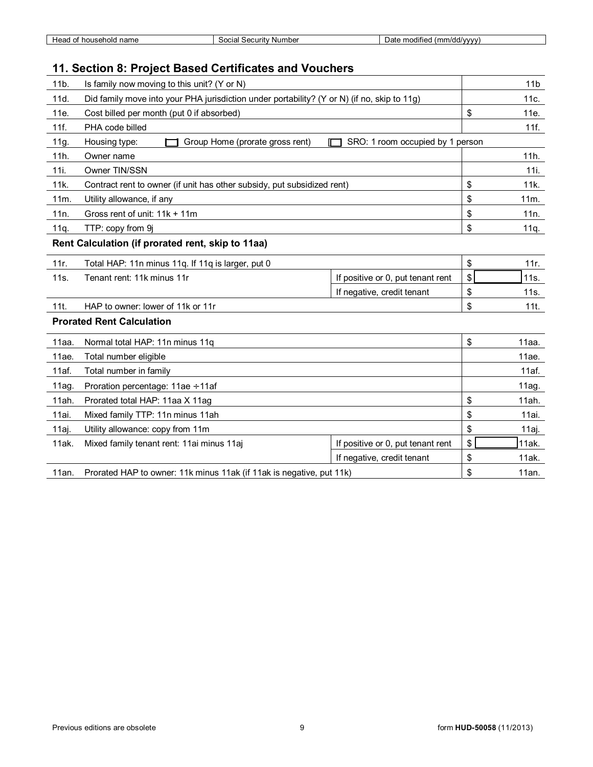| Head of household name | Social Security Number | Date modified (mm/dd/yyyy) |
|---|---|---|

## 11. Section 8: Project Based Certificates and Vouchers

| | | | |
|---|---|---|---|
| 11b. | Is family now moving to this unit? (Y or N) | | 11b |
| 11d. | Did family move into your PHA jurisdiction under portability? (Y or N) (if no, skip to 11g) | | 11c. |
| 11e. | Cost billed per month (put 0 if absorbed) | | $ 11e. |
| 11f. | PHA code billed | | 11f. |
| 11g. | Housing type: ☐ Group Home (prorate gross rent) ☐ SRO: 1 room occupied by 1 person | | |
| 11h. | Owner name | | 11h. |
| 11i. | Owner TIN/SSN | | 11i. |
| 11k. | Contract rent to owner (if unit has other subsidy, put subsidized rent) | | $ 11k. |
| 11m. | Utility allowance, if any | | $ 11m. |
| 11n. | Gross rent of unit: 11k + 11m | | $ 11n. |
| 11q. | TTP: copy from 9j | | $ 11q. |

**Rent Calculation (if prorated rent, skip to 11aa)**

| | | | |
|---|---|---|---|
| 11r. | Total HAP: 11n minus 11q. If 11q is larger, put 0 | | $ 11r. |
| 11s. | Tenant rent: 11k minus 11r | If positive or 0, put tenant rent | $ 11s. |
| | | If negative, credit tenant | $ 11s. |
| 11t. | HAP to owner: lower of 11k or 11r | | $ 11t. |

**Prorated Rent Calculation**

| | | | |
|---|---|---|---|
| 11aa. | Normal total HAP: 11n minus 11q | | $ 11aa. |
| 11ae. | Total number eligible | | 11ae. |
| 11af. | Total number in family | | 11af. |
| 11ag. | Proration percentage: 11ae ÷11af | | 11ag. |
| 11ah. | Prorated total HAP: 11aa X 11ag | | $ 11ah. |
| 11ai. | Mixed family TTP: 11n minus 11ah | | $ 11ai. |
| 11aj. | Utility allowance: copy from 11m | | $ 11aj. |
| 11ak. | Mixed family tenant rent: 11ai minus 11aj | If positive or 0, put tenant rent | $ 11ak. |
| | | If negative, credit tenant | $ 11ak. |
| 11an. | Prorated HAP to owner: 11k minus 11ak (if 11ak is negative, put 11k) | | $ 11an. |

Previous editions are obsolete form **HUD-50058** (11/2013)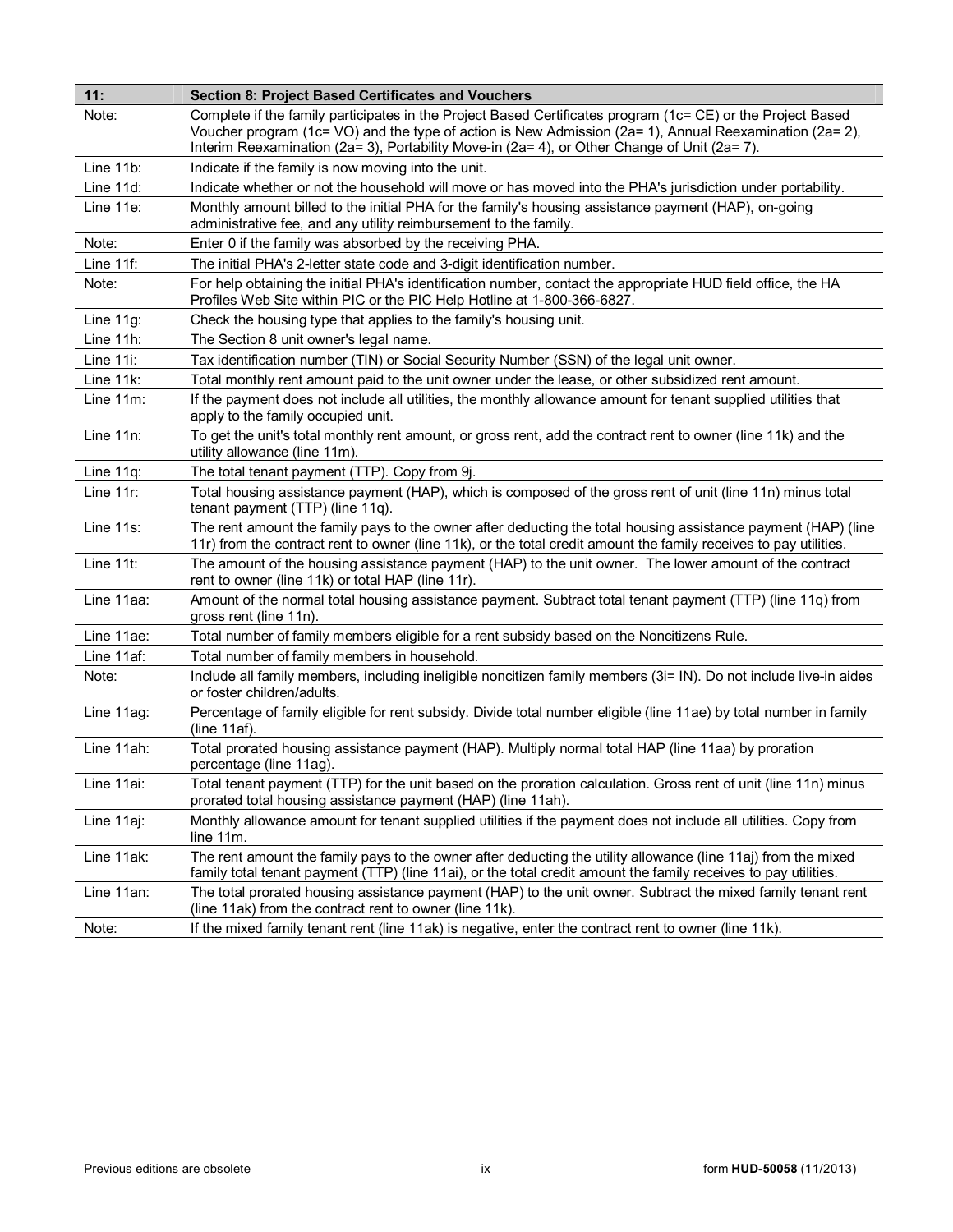| 11: | Section 8: Project Based Certificates and Vouchers |
|---|---|
| Note: | Complete if the family participates in the Project Based Certificates program (1c= CE) or the Project Based Voucher program (1c= VO) and the type of action is New Admission (2a= 1), Annual Reexamination (2a= 2), Interim Reexamination (2a= 3), Portability Move-in (2a= 4), or Other Change of Unit (2a= 7). |
| Line 11b: | Indicate if the family is now moving into the unit. |
| Line 11d: | Indicate whether or not the household will move or has moved into the PHA's jurisdiction under portability. |
| Line 11e: | Monthly amount billed to the initial PHA for the family's housing assistance payment (HAP), on-going administrative fee, and any utility reimbursement to the family. |
| Note: | Enter 0 if the family was absorbed by the receiving PHA. |
| Line 11f: | The initial PHA's 2-letter state code and 3-digit identification number. |
| Note: | For help obtaining the initial PHA's identification number, contact the appropriate HUD field office, the HA Profiles Web Site within PIC or the PIC Help Hotline at 1-800-366-6827. |
| Line 11g: | Check the housing type that applies to the family's housing unit. |
| Line 11h: | The Section 8 unit owner's legal name. |
| Line 11i: | Tax identification number (TIN) or Social Security Number (SSN) of the legal unit owner. |
| Line 11k: | Total monthly rent amount paid to the unit owner under the lease, or other subsidized rent amount. |
| Line 11m: | If the payment does not include all utilities, the monthly allowance amount for tenant supplied utilities that apply to the family occupied unit. |
| Line 11n: | To get the unit's total monthly rent amount, or gross rent, add the contract rent to owner (line 11k) and the utility allowance (line 11m). |
| Line 11q: | The total tenant payment (TTP). Copy from 9j. |
| Line 11r: | Total housing assistance payment (HAP), which is composed of the gross rent of unit (line 11n) minus total tenant payment (TTP) (line 11q). |
| Line 11s: | The rent amount the family pays to the owner after deducting the total housing assistance payment (HAP) (line 11r) from the contract rent to owner (line 11k), or the total credit amount the family receives to pay utilities. |
| Line 11t: | The amount of the housing assistance payment (HAP) to the unit owner. The lower amount of the contract rent to owner (line 11k) or total HAP (line 11r). |
| Line 11aa: | Amount of the normal total housing assistance payment. Subtract total tenant payment (TTP) (line 11q) from gross rent (line 11n). |
| Line 11ae: | Total number of family members eligible for a rent subsidy based on the Noncitizens Rule. |
| Line 11af: | Total number of family members in household. |
| Note: | Include all family members, including ineligible noncitizen family members (3i= IN). Do not include live-in aides or foster children/adults. |
| Line 11ag: | Percentage of family eligible for rent subsidy. Divide total number eligible (line 11ae) by total number in family (line 11af). |
| Line 11ah: | Total prorated housing assistance payment (HAP). Multiply normal total HAP (line 11aa) by proration percentage (line 11ag). |
| Line 11ai: | Total tenant payment (TTP) for the unit based on the proration calculation. Gross rent of unit (line 11n) minus prorated total housing assistance payment (HAP) (line 11ah). |
| Line 11aj: | Monthly allowance amount for tenant supplied utilities if the payment does not include all utilities. Copy from line 11m. |
| Line 11ak: | The rent amount the family pays to the owner after deducting the utility allowance (line 11aj) from the mixed family total tenant payment (TTP) (line 11ai), or the total credit amount the family receives to pay utilities. |
| Line 11an: | The total prorated housing assistance payment (HAP) to the unit owner. Subtract the mixed family tenant rent (line 11ak) from the contract rent to owner (line 11k). |
| Note: | If the mixed family tenant rent (line 11ak) is negative, enter the contract rent to owner (line 11k). |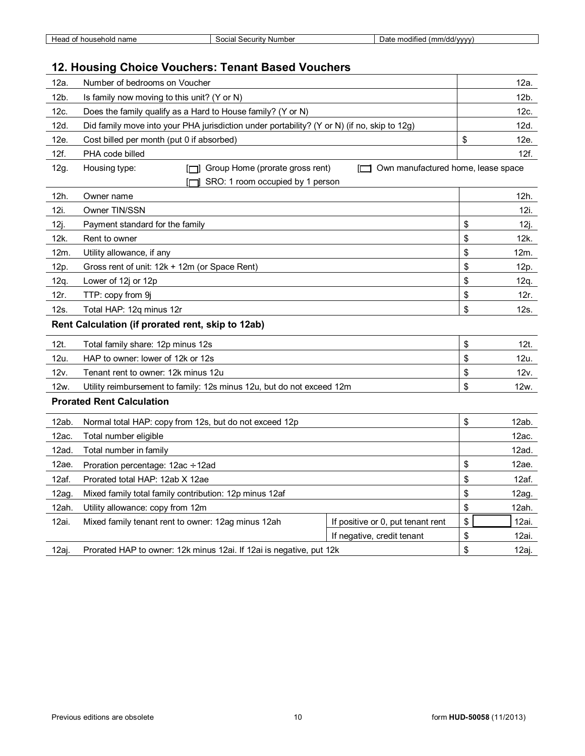| Head of household name | Social Security Number | Date modified (mm/dd/yyyy) |
|---|---|---|

## 12. Housing Choice Vouchers: Tenant Based Vouchers

| | | | |
|---|---|---|---|
| 12a. | Number of bedrooms on Voucher | | 12a. |
| 12b. | Is family now moving to this unit? (Y or N) | | 12b. |
| 12c. | Does the family qualify as a Hard to House family? (Y or N) | | 12c. |
| 12d. | Did family move into your PHA jurisdiction under portability? (Y or N) (if no, skip to 12g) | | 12d. |
| 12e. | Cost billed per month (put 0 if absorbed) | $ | 12e. |
| 12f. | PHA code billed | | 12f. |
| 12g. | Housing type: [ ] Group Home (prorate gross rent) [ ] Own manufactured home, lease space [ ] SRO: 1 room occupied by 1 person | | |
| 12h. | Owner name | | 12h. |
| 12i. | Owner TIN/SSN | | 12i. |
| 12j. | Payment standard for the family | $ | 12j. |
| 12k. | Rent to owner | $ | 12k. |
| 12m. | Utility allowance, if any | $ | 12m. |
| 12p. | Gross rent of unit: 12k + 12m (or Space Rent) | $ | 12p. |
| 12q. | Lower of 12j or 12p | $ | 12q. |
| 12r. | TTP: copy from 9j | $ | 12r. |
| 12s. | Total HAP: 12q minus 12r | $ | 12s. |

**Rent Calculation (if prorated rent, skip to 12ab)**

| | | | |
|---|---|---|---|
| 12t. | Total family share: 12p minus 12s | $ | 12t. |
| 12u. | HAP to owner: lower of 12k or 12s | $ | 12u. |
| 12v. | Tenant rent to owner: 12k minus 12u | $ | 12v. |
| 12w. | Utility reimbursement to family: 12s minus 12u, but do not exceed 12m | $ | 12w. |

**Prorated Rent Calculation**

| | | | | |
|---|---|---|---|---|
| 12ab. | Normal total HAP: copy from 12s, but do not exceed 12p | | $ | 12ab. |
| 12ac. | Total number eligible | | | 12ac. |
| 12ad. | Total number in family | | | 12ad. |
| 12ae. | Proration percentage: 12ac ÷ 12ad | | $ | 12ae. |
| 12af. | Prorated total HAP: 12ab X 12ae | | $ | 12af. |
| 12ag. | Mixed family total family contribution: 12p minus 12af | | $ | 12ag. |
| 12ah. | Utility allowance: copy from 12m | | $ | 12ah. |
| 12ai. | Mixed family tenant rent to owner: 12ag minus 12ah | If positive or 0, put tenant rent | $ | 12ai. |
| | | If negative, credit tenant | $ | 12ai. |
| 12aj. | Prorated HAP to owner: 12k minus 12ai. If 12ai is negative, put 12k | | $ | 12aj. |

Previous editions are obsolete

form **HUD-50058** (11/2013)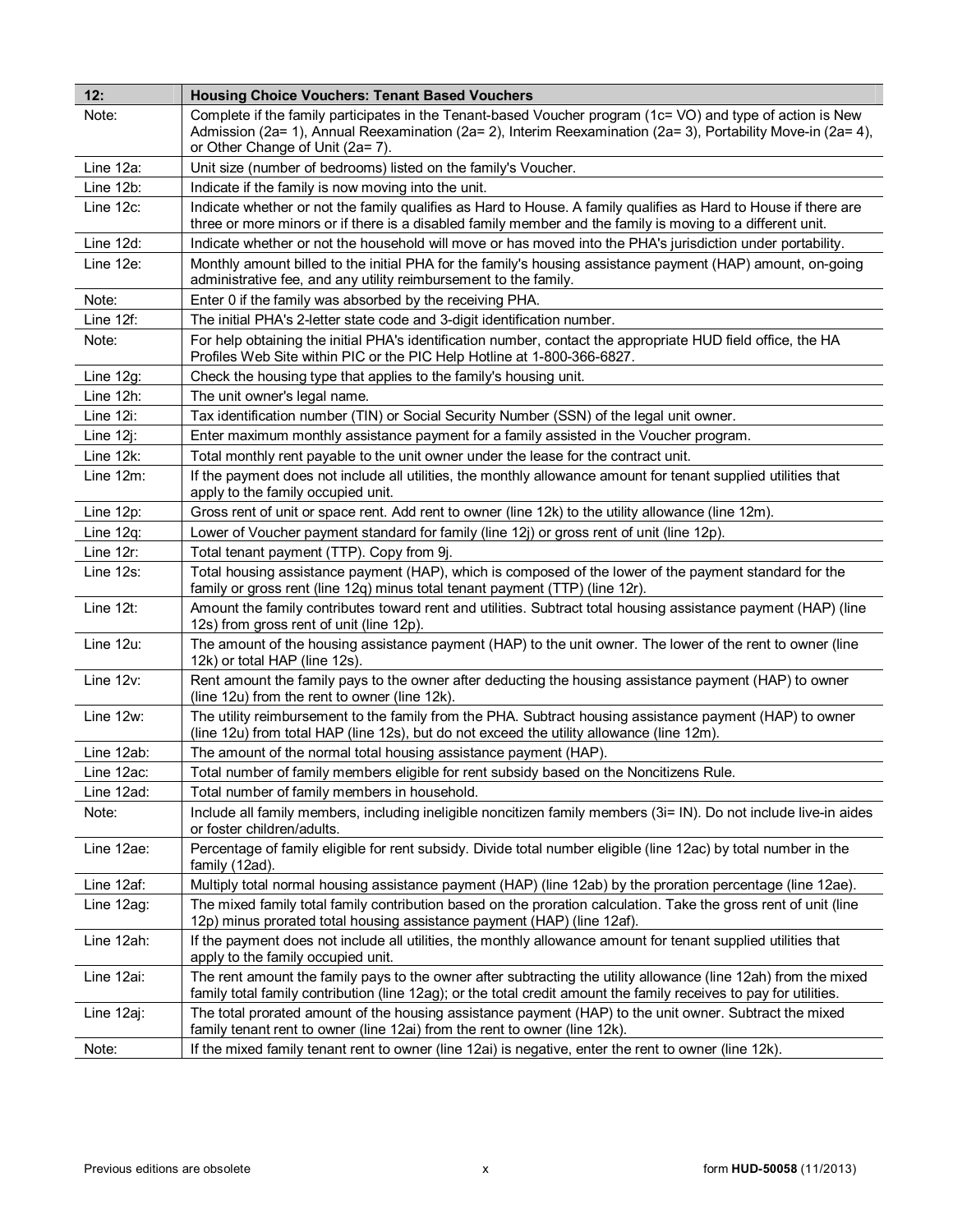| 12: | Housing Choice Vouchers: Tenant Based Vouchers |
|---|---|
| Note: | Complete if the family participates in the Tenant-based Voucher program (1c= VO) and type of action is New Admission (2a= 1), Annual Reexamination (2a= 2), Interim Reexamination (2a= 3), Portability Move-in (2a= 4), or Other Change of Unit (2a= 7). |
| Line 12a: | Unit size (number of bedrooms) listed on the family's Voucher. |
| Line 12b: | Indicate if the family is now moving into the unit. |
| Line 12c: | Indicate whether or not the family qualifies as Hard to House. A family qualifies as Hard to House if there are three or more minors or if there is a disabled family member and the family is moving to a different unit. |
| Line 12d: | Indicate whether or not the household will move or has moved into the PHA's jurisdiction under portability. |
| Line 12e: | Monthly amount billed to the initial PHA for the family's housing assistance payment (HAP) amount, on-going administrative fee, and any utility reimbursement to the family. |
| Note: | Enter 0 if the family was absorbed by the receiving PHA. |
| Line 12f: | The initial PHA's 2-letter state code and 3-digit identification number. |
| Note: | For help obtaining the initial PHA's identification number, contact the appropriate HUD field office, the HA Profiles Web Site within PIC or the PIC Help Hotline at 1-800-366-6827. |
| Line 12g: | Check the housing type that applies to the family's housing unit. |
| Line 12h: | The unit owner's legal name. |
| Line 12i: | Tax identification number (TIN) or Social Security Number (SSN) of the legal unit owner. |
| Line 12j: | Enter maximum monthly assistance payment for a family assisted in the Voucher program. |
| Line 12k: | Total monthly rent payable to the unit owner under the lease for the contract unit. |
| Line 12m: | If the payment does not include all utilities, the monthly allowance amount for tenant supplied utilities that apply to the family occupied unit. |
| Line 12p: | Gross rent of unit or space rent. Add rent to owner (line 12k) to the utility allowance (line 12m). |
| Line 12q: | Lower of Voucher payment standard for family (line 12j) or gross rent of unit (line 12p). |
| Line 12r: | Total tenant payment (TTP). Copy from 9j. |
| Line 12s: | Total housing assistance payment (HAP), which is composed of the lower of the payment standard for the family or gross rent (line 12q) minus total tenant payment (TTP) (line 12r). |
| Line 12t: | Amount the family contributes toward rent and utilities. Subtract total housing assistance payment (HAP) (line 12s) from gross rent of unit (line 12p). |
| Line 12u: | The amount of the housing assistance payment (HAP) to the unit owner. The lower of the rent to owner (line 12k) or total HAP (line 12s). |
| Line 12v: | Rent amount the family pays to the owner after deducting the housing assistance payment (HAP) to owner (line 12u) from the rent to owner (line 12k). |
| Line 12w: | The utility reimbursement to the family from the PHA. Subtract housing assistance payment (HAP) to owner (line 12u) from total HAP (line 12s), but do not exceed the utility allowance (line 12m). |
| Line 12ab: | The amount of the normal total housing assistance payment (HAP). |
| Line 12ac: | Total number of family members eligible for rent subsidy based on the Noncitizens Rule. |
| Line 12ad: | Total number of family members in household. |
| Note: | Include all family members, including ineligible noncitizen family members (3i= IN). Do not include live-in aides or foster children/adults. |
| Line 12ae: | Percentage of family eligible for rent subsidy. Divide total number eligible (line 12ac) by total number in the family (12ad). |
| Line 12af: | Multiply total normal housing assistance payment (HAP) (line 12ab) by the proration percentage (line 12ae). |
| Line 12ag: | The mixed family total family contribution based on the proration calculation. Take the gross rent of unit (line 12p) minus prorated total housing assistance payment (HAP) (line 12af). |
| Line 12ah: | If the payment does not include all utilities, the monthly allowance amount for tenant supplied utilities that apply to the family occupied unit. |
| Line 12ai: | The rent amount the family pays to the owner after subtracting the utility allowance (line 12ah) from the mixed family total family contribution (line 12ag); or the total credit amount the family receives to pay for utilities. |
| Line 12aj: | The total prorated amount of the housing assistance payment (HAP) to the unit owner. Subtract the mixed family tenant rent to owner (line 12ai) from the rent to owner (line 12k). |
| Note: | If the mixed family tenant rent to owner (line 12ai) is negative, enter the rent to owner (line 12k). |

Previous editions are obsolete — form **HUD-50058** (11/2013)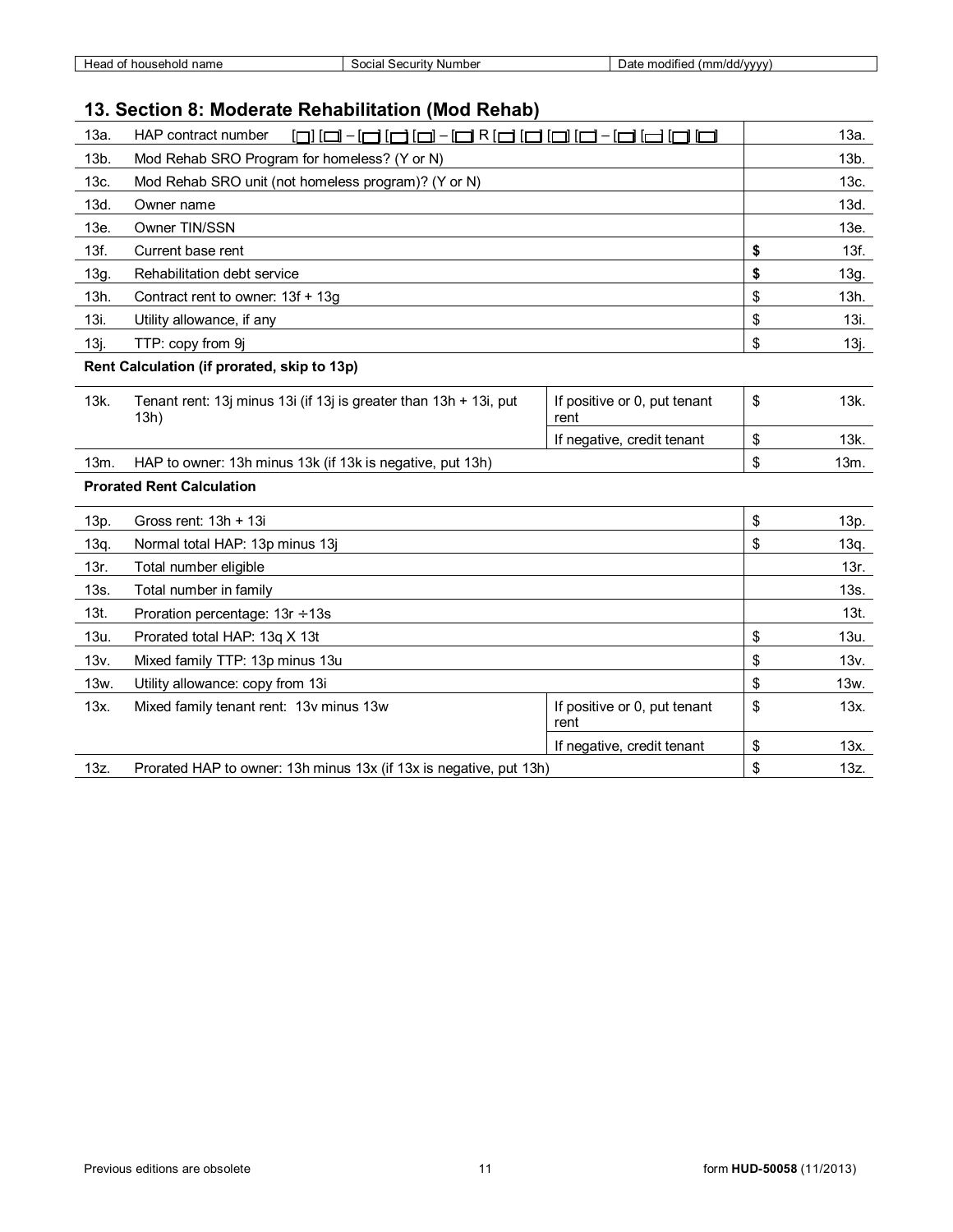| Head of household name | Social Security Number | Date modified (mm/dd/yyyy) |
|---|---|---|

## 13. Section 8: Moderate Rehabilitation (Mod Rehab)

| | | | | |
|---|---|---|---|---|
| 13a. | HAP contract number [ ] [ ] – [ ] [ ] [ ] – [ ] R [ ] [ ] [ ] [ ] – [ ] [ ] [ ] [ ] | | | 13a. |
| 13b. | Mod Rehab SRO Program for homeless? (Y or N) | | | 13b. |
| 13c. | Mod Rehab SRO unit (not homeless program)? (Y or N) | | | 13c. |
| 13d. | Owner name | | | 13d. |
| 13e. | Owner TIN/SSN | | | 13e. |
| 13f. | Current base rent | | **$** | 13f. |
| 13g. | Rehabilitation debt service | | **$** | 13g. |
| 13h. | Contract rent to owner: 13f + 13g | | $ | 13h. |
| 13i. | Utility allowance, if any | | $ | 13i. |
| 13j. | TTP: copy from 9j | | $ | 13j. |
| | **Rent Calculation (if prorated, skip to 13p)** | | | |
| 13k. | Tenant rent: 13j minus 13i (if 13j is greater than 13h + 13i, put 13h) | If positive or 0, put tenant rent | $ | 13k. |
| | | If negative, credit tenant | $ | 13k. |
| 13m. | HAP to owner: 13h minus 13k (if 13k is negative, put 13h) | | $ | 13m. |
| | **Prorated Rent Calculation** | | | |
| 13p. | Gross rent: 13h + 13i | | $ | 13p. |
| 13q. | Normal total HAP: 13p minus 13j | | $ | 13q. |
| 13r. | Total number eligible | | | 13r. |
| 13s. | Total number in family | | | 13s. |
| 13t. | Proration percentage: 13r ÷13s | | | 13t. |
| 13u. | Prorated total HAP: 13q X 13t | | $ | 13u. |
| 13v. | Mixed family TTP: 13p minus 13u | | $ | 13v. |
| 13w. | Utility allowance: copy from 13i | | $ | 13w. |
| 13x. | Mixed family tenant rent: 13v minus 13w | If positive or 0, put tenant rent | $ | 13x. |
| | | If negative, credit tenant | $ | 13x. |
| 13z. | Prorated HAP to owner: 13h minus 13x (if 13x is negative, put 13h) | | $ | 13z. |

Previous editions are obsolete form **HUD-50058** (11/2013)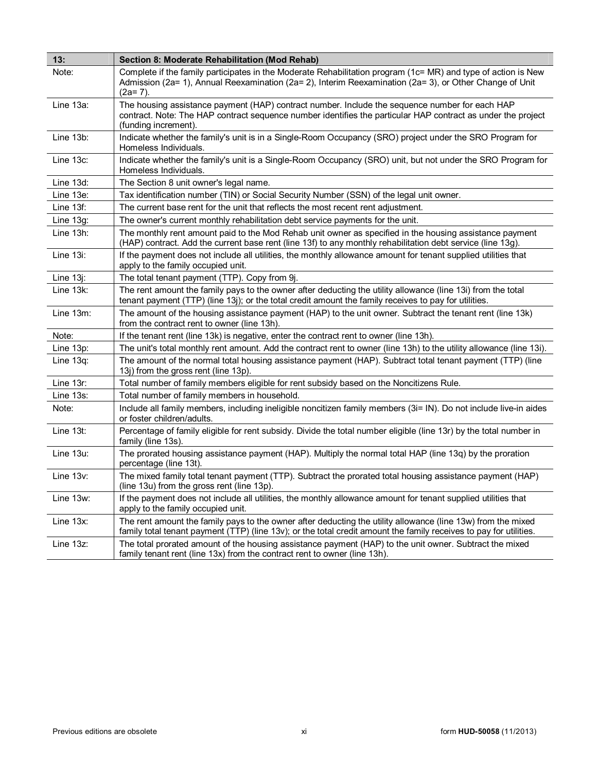| 13: | Section 8: Moderate Rehabilitation (Mod Rehab) |
|---|---|
| Note: | Complete if the family participates in the Moderate Rehabilitation program (1c= MR) and type of action is New Admission (2a= 1), Annual Reexamination (2a= 2), Interim Reexamination (2a= 3), or Other Change of Unit (2a= 7). |
| Line 13a: | The housing assistance payment (HAP) contract number. Include the sequence number for each HAP contract. Note: The HAP contract sequence number identifies the particular HAP contract as under the project (funding increment). |
| Line 13b: | Indicate whether the family's unit is in a Single-Room Occupancy (SRO) project under the SRO Program for Homeless Individuals. |
| Line 13c: | Indicate whether the family's unit is a Single-Room Occupancy (SRO) unit, but not under the SRO Program for Homeless Individuals. |
| Line 13d: | The Section 8 unit owner's legal name. |
| Line 13e: | Tax identification number (TIN) or Social Security Number (SSN) of the legal unit owner. |
| Line 13f: | The current base rent for the unit that reflects the most recent rent adjustment. |
| Line 13g: | The owner's current monthly rehabilitation debt service payments for the unit. |
| Line 13h: | The monthly rent amount paid to the Mod Rehab unit owner as specified in the housing assistance payment (HAP) contract. Add the current base rent (line 13f) to any monthly rehabilitation debt service (line 13g). |
| Line 13i: | If the payment does not include all utilities, the monthly allowance amount for tenant supplied utilities that apply to the family occupied unit. |
| Line 13j: | The total tenant payment (TTP). Copy from 9j. |
| Line 13k: | The rent amount the family pays to the owner after deducting the utility allowance (line 13i) from the total tenant payment (TTP) (line 13j); or the total credit amount the family receives to pay for utilities. |
| Line 13m: | The amount of the housing assistance payment (HAP) to the unit owner. Subtract the tenant rent (line 13k) from the contract rent to owner (line 13h). |
| Note: | If the tenant rent (line 13k) is negative, enter the contract rent to owner (line 13h). |
| Line 13p: | The unit's total monthly rent amount. Add the contract rent to owner (line 13h) to the utility allowance (line 13i). |
| Line 13q: | The amount of the normal total housing assistance payment (HAP). Subtract total tenant payment (TTP) (line 13j) from the gross rent (line 13p). |
| Line 13r: | Total number of family members eligible for rent subsidy based on the Noncitizens Rule. |
| Line 13s: | Total number of family members in household. |
| Note: | Include all family members, including ineligible noncitizen family members (3i= IN). Do not include live-in aides or foster children/adults. |
| Line 13t: | Percentage of family eligible for rent subsidy. Divide the total number eligible (line 13r) by the total number in family (line 13s). |
| Line 13u: | The prorated housing assistance payment (HAP). Multiply the normal total HAP (line 13q) by the proration percentage (line 13t). |
| Line 13v: | The mixed family total tenant payment (TTP). Subtract the prorated total housing assistance payment (HAP) (line 13u) from the gross rent (line 13p). |
| Line 13w: | If the payment does not include all utilities, the monthly allowance amount for tenant supplied utilities that apply to the family occupied unit. |
| Line 13x: | The rent amount the family pays to the owner after deducting the utility allowance (line 13w) from the mixed family total tenant payment (TTP) (line 13v); or the total credit amount the family receives to pay for utilities. |
| Line 13z: | The total prorated amount of the housing assistance payment (HAP) to the unit owner. Subtract the mixed family tenant rent (line 13x) from the contract rent to owner (line 13h). |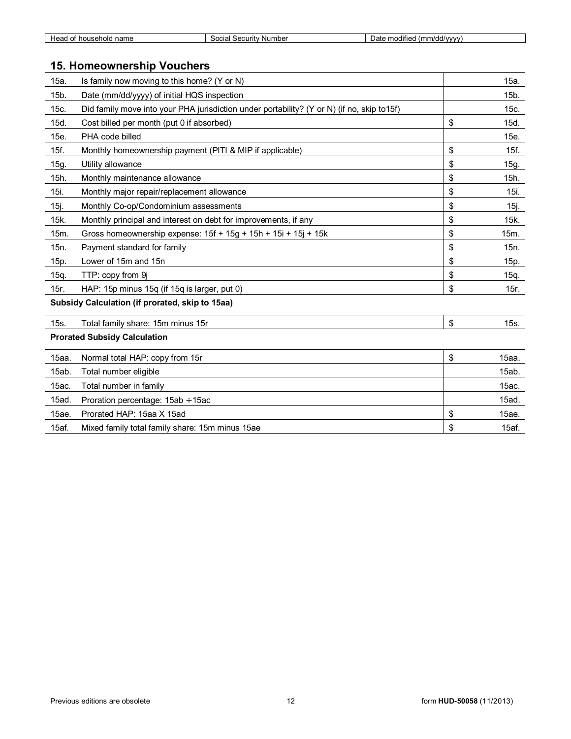| Head of household name | Social Security Number | Date modified (mm/dd/yyyy) |
|---|---|---|

## 15. Homeownership Vouchers

| | | | |
|---|---|---|---|
| 15a. | Is family now moving to this home? (Y or N) | | 15a. |
| 15b. | Date (mm/dd/yyyy) of initial HQS inspection | | 15b. |
| 15c. | Did family move into your PHA jurisdiction under portability? (Y or N) (if no, skip to15f) | | 15c. |
| 15d. | Cost billed per month (put 0 if absorbed) | $ | 15d. |
| 15e. | PHA code billed | | 15e. |
| 15f. | Monthly homeownership payment (PITI & MIP if applicable) | $ | 15f. |
| 15g. | Utility allowance | $ | 15g. |
| 15h. | Monthly maintenance allowance | $ | 15h. |
| 15i. | Monthly major repair/replacement allowance | $ | 15i. |
| 15j. | Monthly Co-op/Condominium assessments | $ | 15j. |
| 15k. | Monthly principal and interest on debt for improvements, if any | $ | 15k. |
| 15m. | Gross homeownership expense: 15f + 15g + 15h + 15i + 15j + 15k | $ | 15m. |
| 15n. | Payment standard for family | $ | 15n. |
| 15p. | Lower of 15m and 15n | $ | 15p. |
| 15q. | TTP: copy from 9j | $ | 15q. |
| 15r. | HAP: 15p minus 15q (if 15q is larger, put 0) | $ | 15r. |

**Subsidy Calculation (if prorated, skip to 15aa)**

| | | | |
|---|---|---|---|
| 15s. | Total family share: 15m minus 15r | $ | 15s. |

**Prorated Subsidy Calculation**

| | | | |
|---|---|---|---|
| 15aa. | Normal total HAP: copy from 15r | $ | 15aa. |
| 15ab. | Total number eligible | | 15ab. |
| 15ac. | Total number in family | | 15ac. |
| 15ad. | Proration percentage: 15ab ÷ 15ac | | 15ad. |
| 15ae. | Prorated HAP: 15aa X 15ad | $ | 15ae. |
| 15af. | Mixed family total family share: 15m minus 15ae | $ | 15af. |

Previous editions are obsolete

form **HUD-50058** (11/2013)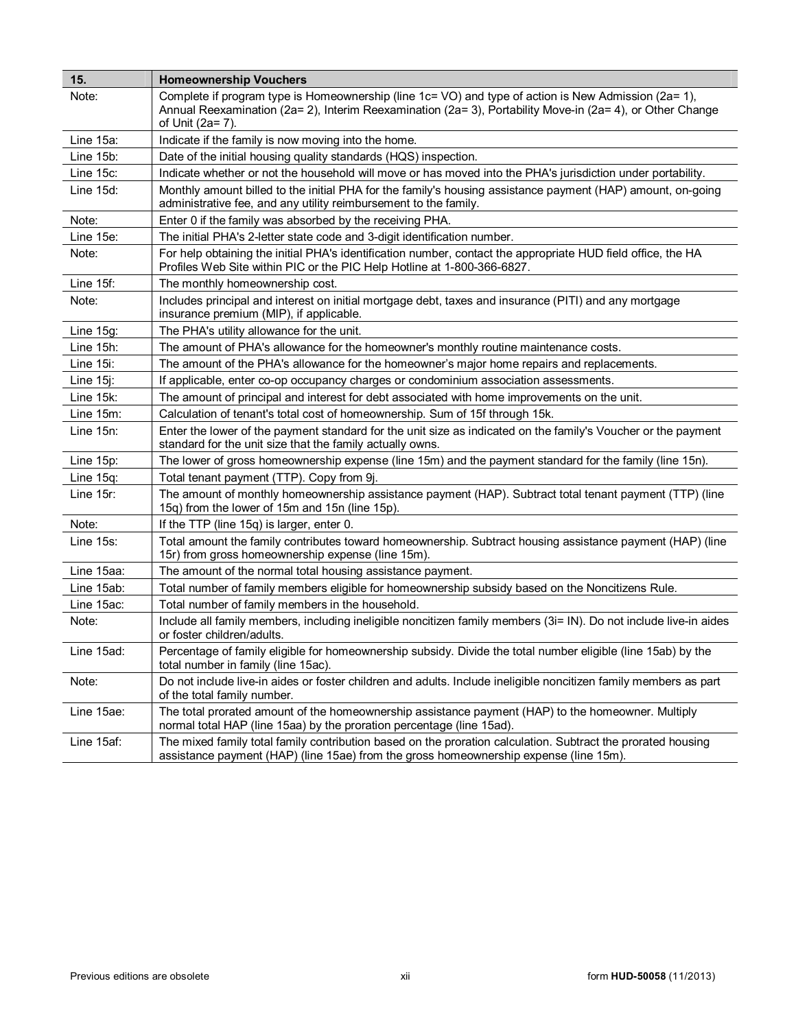| 15. | Homeownership Vouchers |
|---|---|
| Note: | Complete if program type is Homeownership (line 1c= VO) and type of action is New Admission (2a= 1), Annual Reexamination (2a= 2), Interim Reexamination (2a= 3), Portability Move-in (2a= 4), or Other Change of Unit (2a= 7). |
| Line 15a: | Indicate if the family is now moving into the home. |
| Line 15b: | Date of the initial housing quality standards (HQS) inspection. |
| Line 15c: | Indicate whether or not the household will move or has moved into the PHA's jurisdiction under portability. |
| Line 15d: | Monthly amount billed to the initial PHA for the family's housing assistance payment (HAP) amount, on-going administrative fee, and any utility reimbursement to the family. |
| Note: | Enter 0 if the family was absorbed by the receiving PHA. |
| Line 15e: | The initial PHA's 2-letter state code and 3-digit identification number. |
| Note: | For help obtaining the initial PHA's identification number, contact the appropriate HUD field office, the HA Profiles Web Site within PIC or the PIC Help Hotline at 1-800-366-6827. |
| Line 15f: | The monthly homeownership cost. |
| Note: | Includes principal and interest on initial mortgage debt, taxes and insurance (PITI) and any mortgage insurance premium (MIP), if applicable. |
| Line 15g: | The PHA's utility allowance for the unit. |
| Line 15h: | The amount of PHA's allowance for the homeowner's monthly routine maintenance costs. |
| Line 15i: | The amount of the PHA's allowance for the homeowner's major home repairs and replacements. |
| Line 15j: | If applicable, enter co-op occupancy charges or condominium association assessments. |
| Line 15k: | The amount of principal and interest for debt associated with home improvements on the unit. |
| Line 15m: | Calculation of tenant's total cost of homeownership. Sum of 15f through 15k. |
| Line 15n: | Enter the lower of the payment standard for the unit size as indicated on the family's Voucher or the payment standard for the unit size that the family actually owns. |
| Line 15p: | The lower of gross homeownership expense (line 15m) and the payment standard for the family (line 15n). |
| Line 15q: | Total tenant payment (TTP). Copy from 9j. |
| Line 15r: | The amount of monthly homeownership assistance payment (HAP). Subtract total tenant payment (TTP) (line 15q) from the lower of 15m and 15n (line 15p). |
| Note: | If the TTP (line 15q) is larger, enter 0. |
| Line 15s: | Total amount the family contributes toward homeownership. Subtract housing assistance payment (HAP) (line 15r) from gross homeownership expense (line 15m). |
| Line 15aa: | The amount of the normal total housing assistance payment. |
| Line 15ab: | Total number of family members eligible for homeownership subsidy based on the Noncitizens Rule. |
| Line 15ac: | Total number of family members in the household. |
| Note: | Include all family members, including ineligible noncitizen family members (3i= IN). Do not include live-in aides or foster children/adults. |
| Line 15ad: | Percentage of family eligible for homeownership subsidy. Divide the total number eligible (line 15ab) by the total number in family (line 15ac). |
| Note: | Do not include live-in aides or foster children and adults. Include ineligible noncitizen family members as part of the total family number. |
| Line 15ae: | The total prorated amount of the homeownership assistance payment (HAP) to the homeowner. Multiply normal total HAP (line 15aa) by the proration percentage (line 15ad). |
| Line 15af: | The mixed family total family contribution based on the proration calculation. Subtract the prorated housing assistance payment (HAP) (line 15ae) from the gross homeownership expense (line 15m). |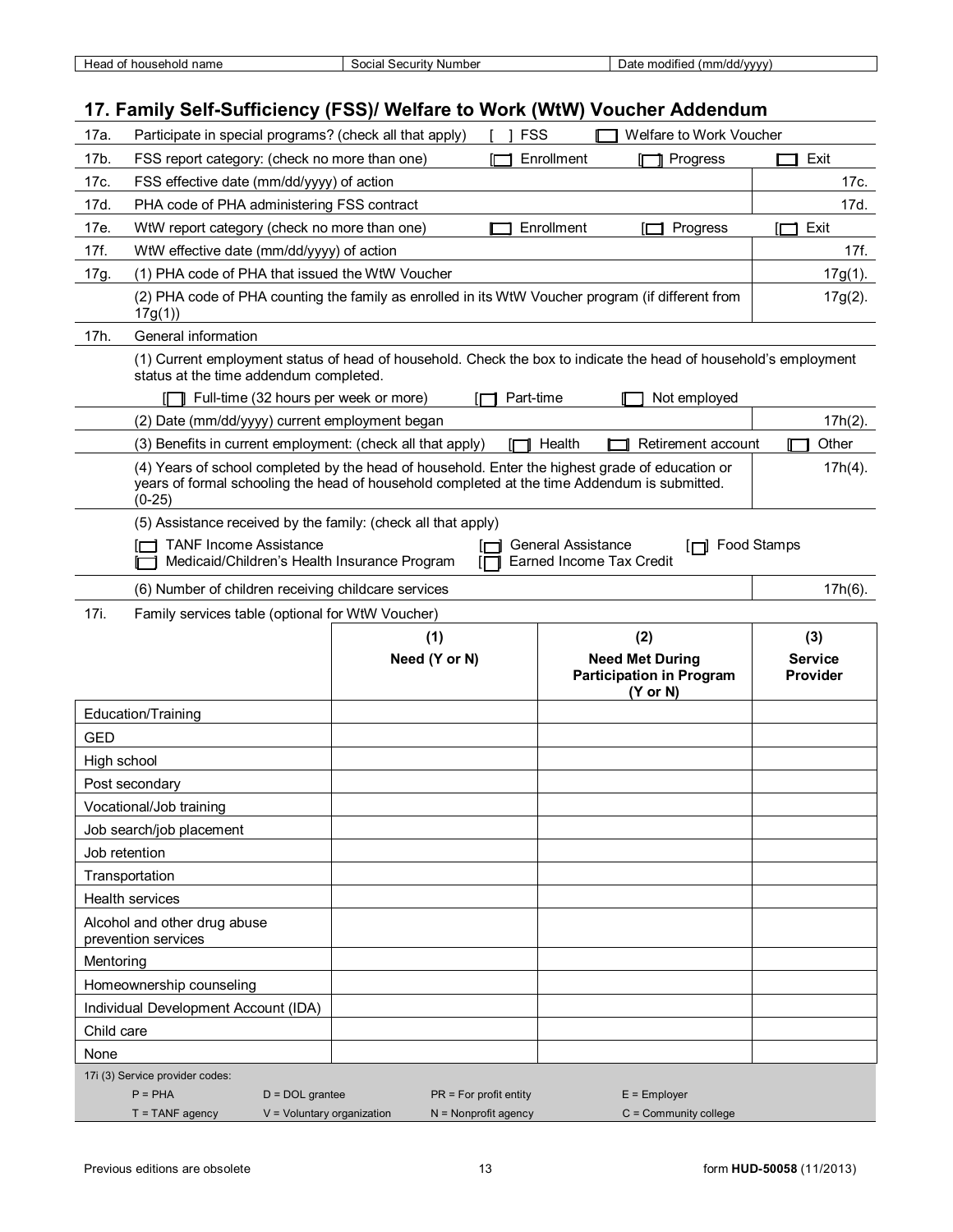| Head of household name | Social Security Number | Date modified (mm/dd/yyyy) |
|---|---|---|

## 17. Family Self-Sufficiency (FSS)/ Welfare to Work (WtW) Voucher Addendum

| | | |
|---|---|---|
| 17a. | Participate in special programs? (check all that apply) [ ] FSS [ ] Welfare to Work Voucher | |
| 17b. | FSS report category: (check no more than one) [ ] Enrollment [ ] Progress [ ] Exit | |
| 17c. | FSS effective date (mm/dd/yyyy) of action | 17c. |
| 17d. | PHA code of PHA administering FSS contract | 17d. |
| 17e. | WtW report category (check no more than one) [ ] Enrollment [ ] Progress [ ] Exit | |
| 17f. | WtW effective date (mm/dd/yyyy) of action | 17f. |
| 17g. | (1) PHA code of PHA that issued the WtW Voucher | 17g(1). |
| | (2) PHA code of PHA counting the family as enrolled in its WtW Voucher program (if different from 17g(1)) | 17g(2). |
| 17h. | General information | |
| | (1) Current employment status of head of household. Check the box to indicate the head of household's employment status at the time addendum completed. [ ] Full-time (32 hours per week or more) [ ] Part-time [ ] Not employed | |
| | (2) Date (mm/dd/yyyy) current employment began | 17h(2). |
| | (3) Benefits in current employment: (check all that apply) [ ] Health [ ] Retirement account [ ] Other | |
| | (4) Years of school completed by the head of household. Enter the highest grade of education or years of formal schooling the head of household completed at the time Addendum is submitted. (0-25) | 17h(4). |
| | (5) Assistance received by the family: (check all that apply) [ ] TANF Income Assistance [ ] General Assistance [ ] Food Stamps [ ] Medicaid/Children's Health Insurance Program [ ] Earned Income Tax Credit | |
| | (6) Number of children receiving childcare services | 17h(6). |
| 17i. | Family services table (optional for WtW Voucher) | |

| | (1) Need (Y or N) | (2) Need Met During Participation in Program (Y or N) | (3) Service Provider |
|---|---|---|---|
| Education/Training | | | |
| GED | | | |
| High school | | | |
| Post secondary | | | |
| Vocational/Job training | | | |
| Job search/job placement | | | |
| Job retention | | | |
| Transportation | | | |
| Health services | | | |
| Alcohol and other drug abuse prevention services | | | |
| Mentoring | | | |
| Homeownership counseling | | | |
| Individual Development Account (IDA) | | | |
| Child care | | | |
| None | | | |

17i (3) Service provider codes:

| | | | |
|---|---|---|---|
| P = PHA | D = DOL grantee | PR = For profit entity | E = Employer |
| T = TANF agency | V = Voluntary organization | N = Nonprofit agency | C = Community college |

Previous editions are obsolete

form **HUD-50058** (11/2013)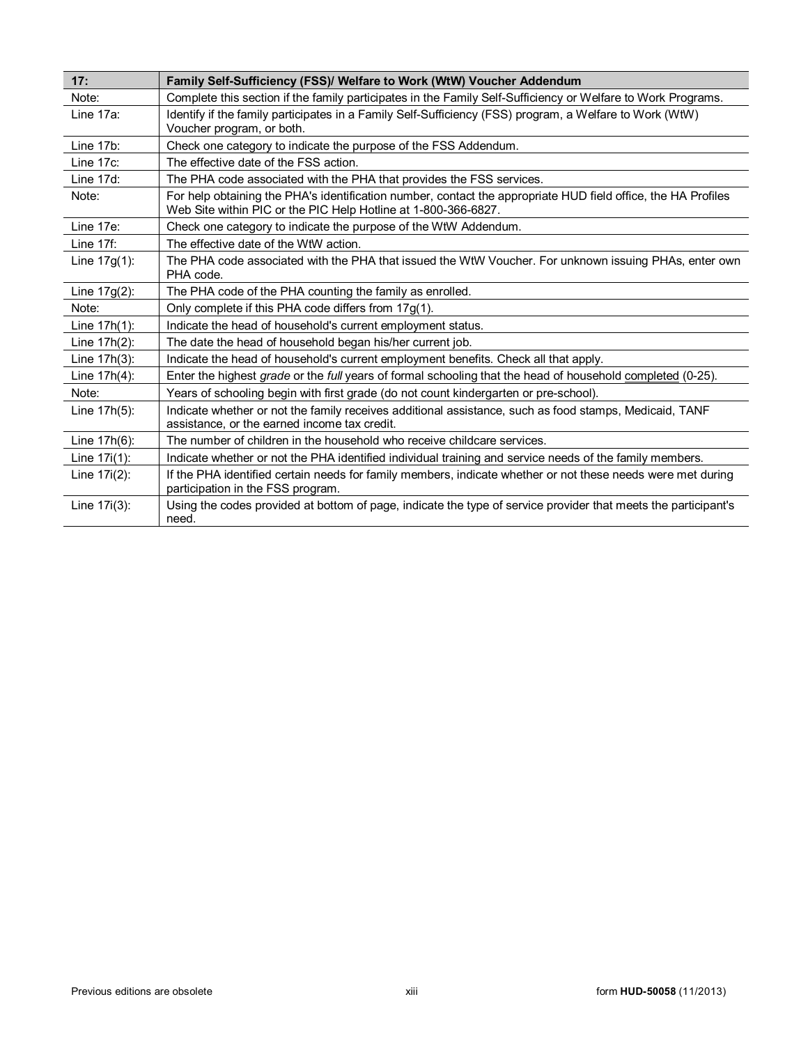| 17: | **Family Self-Sufficiency (FSS)/ Welfare to Work (WtW) Voucher Addendum** |
|---|---|
| Note: | Complete this section if the family participates in the Family Self-Sufficiency or Welfare to Work Programs. |
| Line 17a: | Identify if the family participates in a Family Self-Sufficiency (FSS) program, a Welfare to Work (WtW) Voucher program, or both. |
| Line 17b: | Check one category to indicate the purpose of the FSS Addendum. |
| Line 17c: | The effective date of the FSS action. |
| Line 17d: | The PHA code associated with the PHA that provides the FSS services. |
| Note: | For help obtaining the PHA's identification number, contact the appropriate HUD field office, the HA Profiles Web Site within PIC or the PIC Help Hotline at 1-800-366-6827. |
| Line 17e: | Check one category to indicate the purpose of the WtW Addendum. |
| Line 17f: | The effective date of the WtW action. |
| Line 17g(1): | The PHA code associated with the PHA that issued the WtW Voucher. For unknown issuing PHAs, enter own PHA code. |
| Line 17g(2): | The PHA code of the PHA counting the family as enrolled. |
| Note: | Only complete if this PHA code differs from 17g(1). |
| Line 17h(1): | Indicate the head of household's current employment status. |
| Line 17h(2): | The date the head of household began his/her current job. |
| Line 17h(3): | Indicate the head of household's current employment benefits. Check all that apply. |
| Line 17h(4): | Enter the highest *grade* or the *full* years of formal schooling that the head of household <u>completed</u> (0-25). |
| Note: | Years of schooling begin with first grade (do not count kindergarten or pre-school). |
| Line 17h(5): | Indicate whether or not the family receives additional assistance, such as food stamps, Medicaid, TANF assistance, or the earned income tax credit. |
| Line 17h(6): | The number of children in the household who receive childcare services. |
| Line 17i(1): | Indicate whether or not the PHA identified individual training and service needs of the family members. |
| Line 17i(2): | If the PHA identified certain needs for family members, indicate whether or not these needs were met during participation in the FSS program. |
| Line 17i(3): | Using the codes provided at bottom of page, indicate the type of service provider that meets the participant's need. |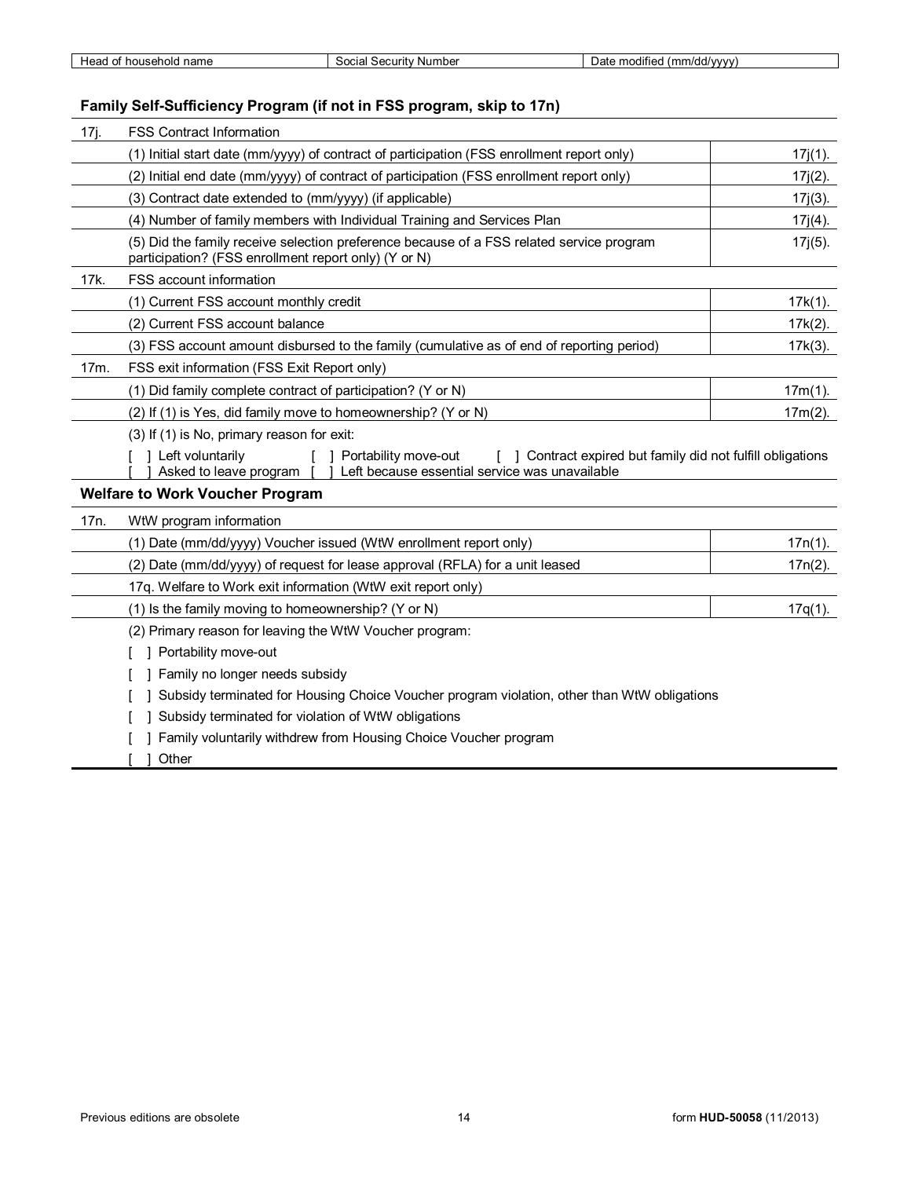| Head of household name | Social Security Number | Date modified (mm/dd/yyyy) |
|---|---|---|

### Family Self-Sufficiency Program (if not in FSS program, skip to 17n)

| | | |
|---|---|---|
| 17j. | FSS Contract Information | |
| | (1) Initial start date (mm/yyyy) of contract of participation (FSS enrollment report only) | 17j(1). |
| | (2) Initial end date (mm/yyyy) of contract of participation (FSS enrollment report only) | 17j(2). |
| | (3) Contract date extended to (mm/yyyy) (if applicable) | 17j(3). |
| | (4) Number of family members with Individual Training and Services Plan | 17j(4). |
| | (5) Did the family receive selection preference because of a FSS related service program participation? (FSS enrollment report only) (Y or N) | 17j(5). |
| 17k. | FSS account information | |
| | (1) Current FSS account monthly credit | 17k(1). |
| | (2) Current FSS account balance | 17k(2). |
| | (3) FSS account amount disbursed to the family (cumulative as of end of reporting period) | 17k(3). |
| 17m. | FSS exit information (FSS Exit Report only) | |
| | (1) Did family complete contract of participation? (Y or N) | 17m(1). |
| | (2) If (1) is Yes, did family move to homeownership? (Y or N) | 17m(2). |

(3) If (1) is No, primary reason for exit:

[ ] Left voluntarily [ ] Portability move-out [ ] Contract expired but family did not fulfill obligations
[ ] Asked to leave program [ ] Left because essential service was unavailable

### Welfare to Work Voucher Program

| | | |
|---|---|---|
| 17n. | WtW program information | |
| | (1) Date (mm/dd/yyyy) Voucher issued (WtW enrollment report only) | 17n(1). |
| | (2) Date (mm/dd/yyyy) of request for lease approval (RFLA) for a unit leased | 17n(2). |
| | 17q. Welfare to Work exit information (WtW exit report only) | |
| | (1) Is the family moving to homeownership? (Y or N) | 17q(1). |

(2) Primary reason for leaving the WtW Voucher program:

[ ] Portability move-out

[ ] Family no longer needs subsidy

[ ] Subsidy terminated for Housing Choice Voucher program violation, other than WtW obligations

[ ] Subsidy terminated for violation of WtW obligations

[ ] Family voluntarily withdrew from Housing Choice Voucher program

[ ] Other

Previous editions are obsolete

form **HUD-50058** (11/2013)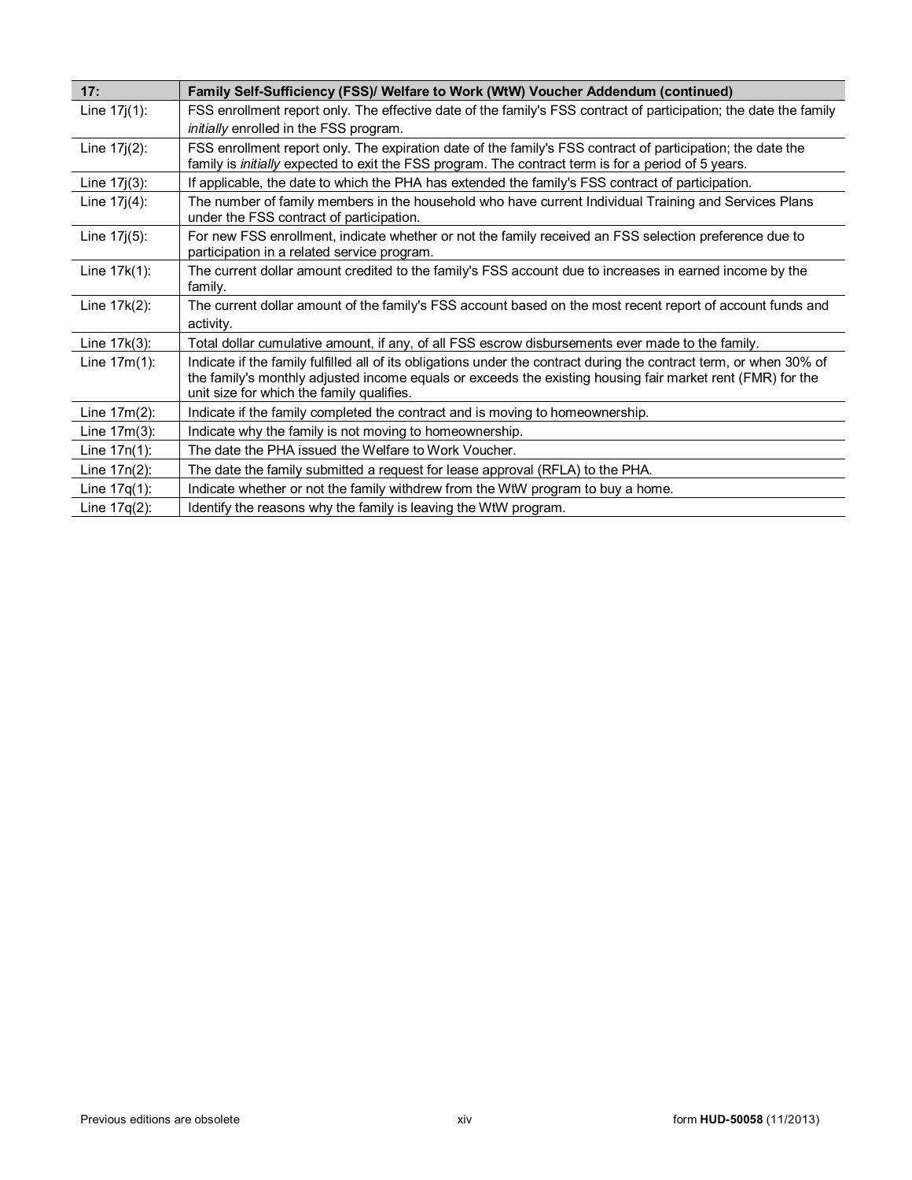| 17: | **Family Self-Sufficiency (FSS)/ Welfare to Work (WtW) Voucher Addendum (continued)** |
|---|---|
| Line 17j(1): | FSS enrollment report only. The effective date of the family's FSS contract of participation; the date the family *initially* enrolled in the FSS program. |
| Line 17j(2): | FSS enrollment report only. The expiration date of the family's FSS contract of participation; the date the family is *initially* expected to exit the FSS program. The contract term is for a period of 5 years. |
| Line 17j(3): | If applicable, the date to which the PHA has extended the family's FSS contract of participation. |
| Line 17j(4): | The number of family members in the household who have current Individual Training and Services Plans under the FSS contract of participation. |
| Line 17j(5): | For new FSS enrollment, indicate whether or not the family received an FSS selection preference due to participation in a related service program. |
| Line 17k(1): | The current dollar amount credited to the family's FSS account due to increases in earned income by the family. |
| Line 17k(2): | The current dollar amount of the family's FSS account based on the most recent report of account funds and activity. |
| Line 17k(3): | Total dollar cumulative amount, if any, of all FSS escrow disbursements ever made to the family. |
| Line 17m(1): | Indicate if the family fulfilled all of its obligations under the contract during the contract term, or when 30% of the family's monthly adjusted income equals or exceeds the existing housing fair market rent (FMR) for the unit size for which the family qualifies. |
| Line 17m(2): | Indicate if the family completed the contract and is moving to homeownership. |
| Line 17m(3): | Indicate why the family is not moving to homeownership. |
| Line 17n(1): | The date the PHA issued the Welfare to Work Voucher. |
| Line 17n(2): | The date the family submitted a request for lease approval (RFLA) to the PHA. |
| Line 17q(1): | Indicate whether or not the family withdrew from the WtW program to buy a home. |
| Line 17q(2): | Identify the reasons why the family is leaving the WtW program. |